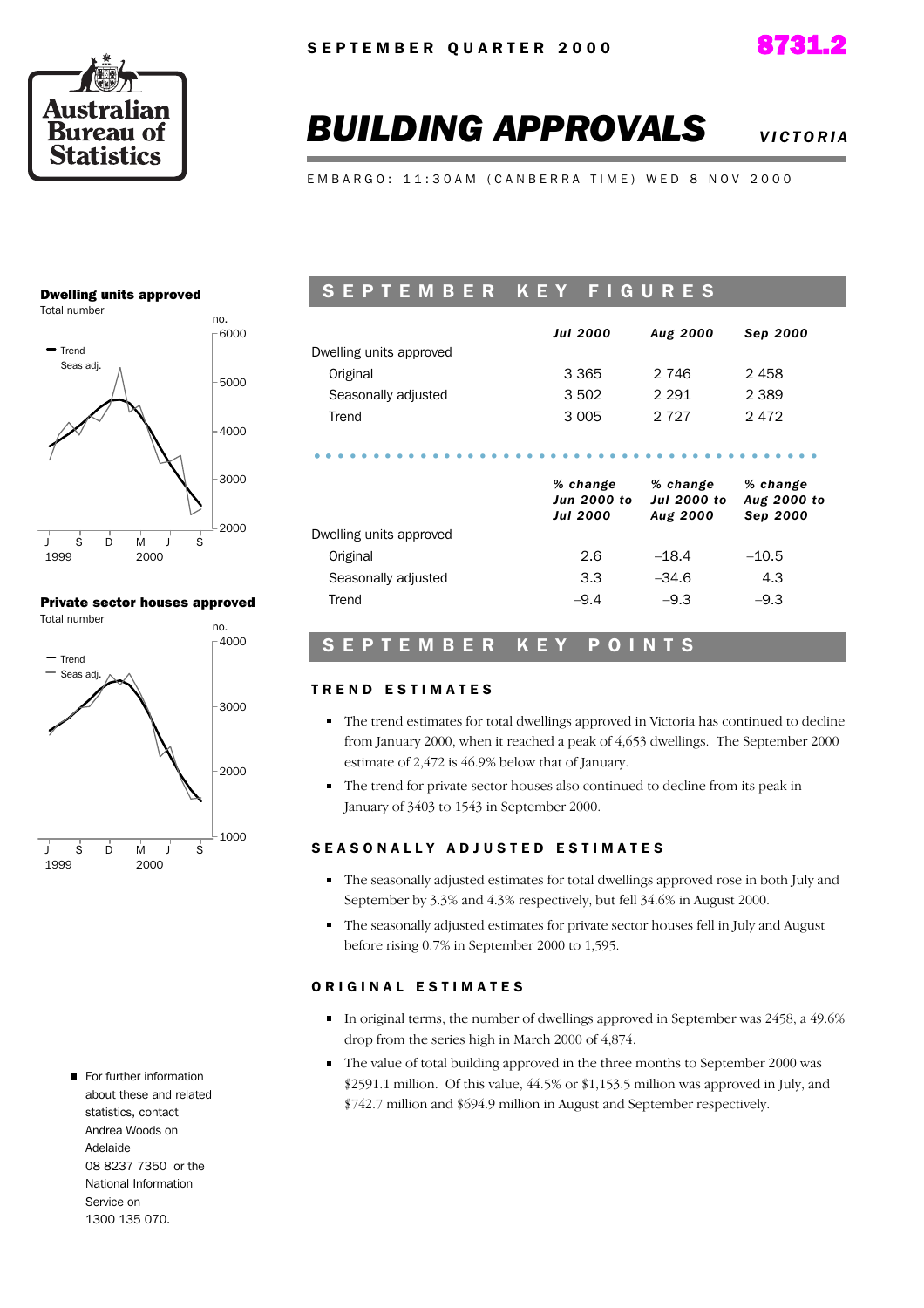SEPTEMBER QUARTER 2000

8731.2

# BUILDING APPROVALS

VICTORIA

EMBARGO: 11:30AM (CANBERRA TIME) WED 8 NOV 2000

**Dwelling units approved**
Total number

**Private sector houses approved**
Total number

## SEPTEMBER KEY FIGURES

| | Jul 2000 | Aug 2000 | Sep 2000 |
|---|---|---|---|
| Dwelling units approved | | | |
| Original | 3 365 | 2 746 | 2 458 |
| Seasonally adjusted | 3 502 | 2 291 | 2 389 |
| Trend | 3 005 | 2 727 | 2 472 |

| | % change Jun 2000 to Jul 2000 | % change Jul 2000 to Aug 2000 | % change Aug 2000 to Sep 2000 |
|---|---|---|---|
| Dwelling units approved | | | |
| Original | 2.6 | –18.4 | –10.5 |
| Seasonally adjusted | 3.3 | –34.6 | 4.3 |
| Trend | –9.4 | –9.3 | –9.3 |

## SEPTEMBER KEY POINTS

### TREND ESTIMATES

- The trend estimates for total dwellings approved in Victoria has continued to decline from January 2000, when it reached a peak of 4,653 dwellings. The September 2000 estimate of 2,472 is 46.9% below that of January.
- The trend for private sector houses also continued to decline from its peak in January of 3403 to 1543 in September 2000.

### SEASONALLY ADJUSTED ESTIMATES

- The seasonally adjusted estimates for total dwellings approved rose in both July and September by 3.3% and 4.3% respectively, but fell 34.6% in August 2000.
- The seasonally adjusted estimates for private sector houses fell in July and August before rising 0.7% in September 2000 to 1,595.

### ORIGINAL ESTIMATES

- In original terms, the number of dwellings approved in September was 2458, a 49.6% drop from the series high in March 2000 of 4,874.
- The value of total building approved in the three months to September 2000 was $2591.1 million. Of this value, 44.5% or $1,153.5 million was approved in July, and $742.7 million and $694.9 million in August and September respectively.

- For further information about these and related statistics, contact Andrea Woods on Adelaide 08 8237 7350 or the National Information Service on 1300 135 070.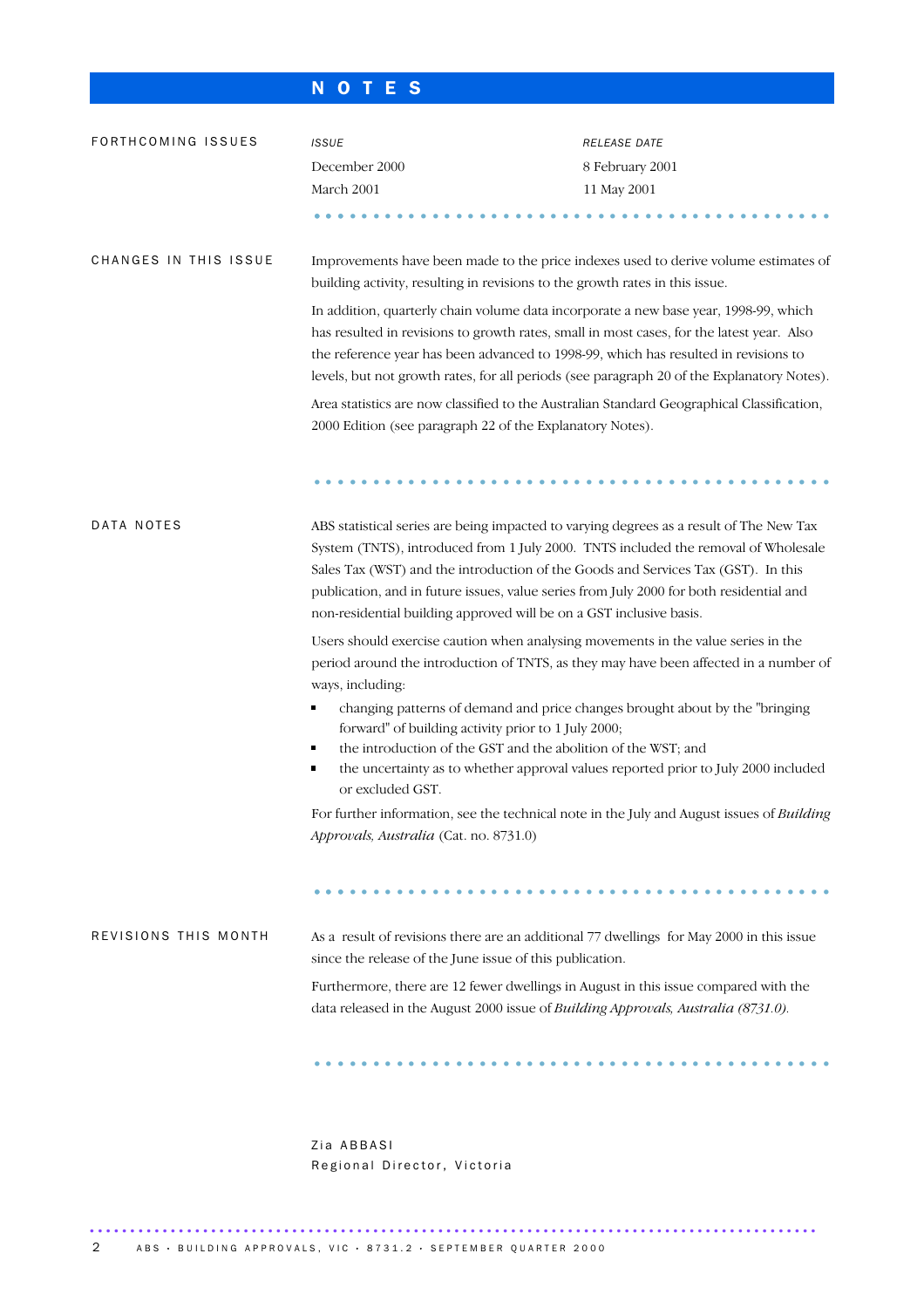# NOTES

## FORTHCOMING ISSUES

| *ISSUE* | *RELEASE DATE* |
| --- | --- |
| December 2000 | 8 February 2001 |
| March 2001 | 11 May 2001 |

## CHANGES IN THIS ISSUE

Improvements have been made to the price indexes used to derive volume estimates of building activity, resulting in revisions to the growth rates in this issue.

In addition, quarterly chain volume data incorporate a new base year, 1998-99, which has resulted in revisions to growth rates, small in most cases, for the latest year. Also the reference year has been advanced to 1998-99, which has resulted in revisions to levels, but not growth rates, for all periods (see paragraph 20 of the Explanatory Notes).

Area statistics are now classified to the Australian Standard Geographical Classification, 2000 Edition (see paragraph 22 of the Explanatory Notes).

## DATA NOTES

ABS statistical series are being impacted to varying degrees as a result of The New Tax System (TNTS), introduced from 1 July 2000. TNTS included the removal of Wholesale Sales Tax (WST) and the introduction of the Goods and Services Tax (GST). In this publication, and in future issues, value series from July 2000 for both residential and non-residential building approved will be on a GST inclusive basis.

Users should exercise caution when analysing movements in the value series in the period around the introduction of TNTS, as they may have been affected in a number of ways, including:

- changing patterns of demand and price changes brought about by the "bringing forward" of building activity prior to 1 July 2000;
- the introduction of the GST and the abolition of the WST; and
- the uncertainty as to whether approval values reported prior to July 2000 included or excluded GST.

For further information, see the technical note in the July and August issues of *Building Approvals, Australia* (Cat. no. 8731.0)

## REVISIONS THIS MONTH

As a result of revisions there are an additional 77 dwellings for May 2000 in this issue since the release of the June issue of this publication.

Furthermore, there are 12 fewer dwellings in August in this issue compared with the data released in the August 2000 issue of *Building Approvals, Australia (8731.0).*

Zia ABBASI
Regional Director, Victoria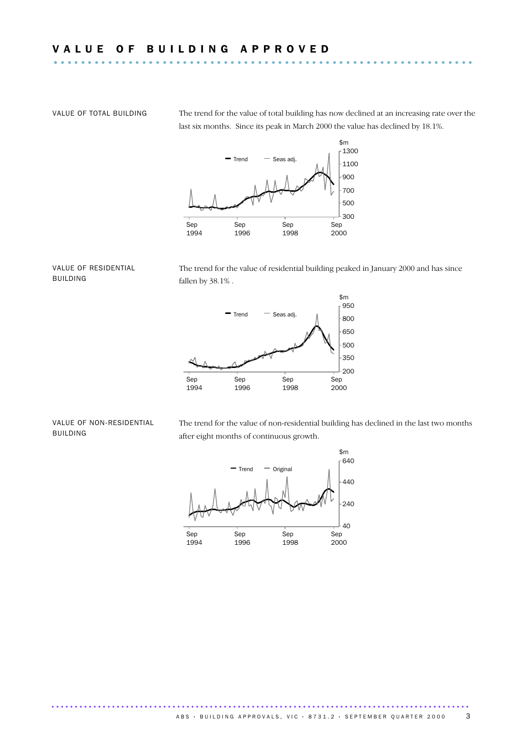# VALUE OF BUILDING APPROVED

## VALUE OF TOTAL BUILDING

The trend for the value of total building has now declined at an increasing rate over the last six months. Since its peak in March 2000 the value has declined by 18.1%.

## VALUE OF RESIDENTIAL BUILDING

The trend for the value of residential building peaked in January 2000 and has since fallen by 38.1% .

## VALUE OF NON-RESIDENTIAL BUILDING

The trend for the value of non-residential building has declined in the last two months after eight months of continuous growth.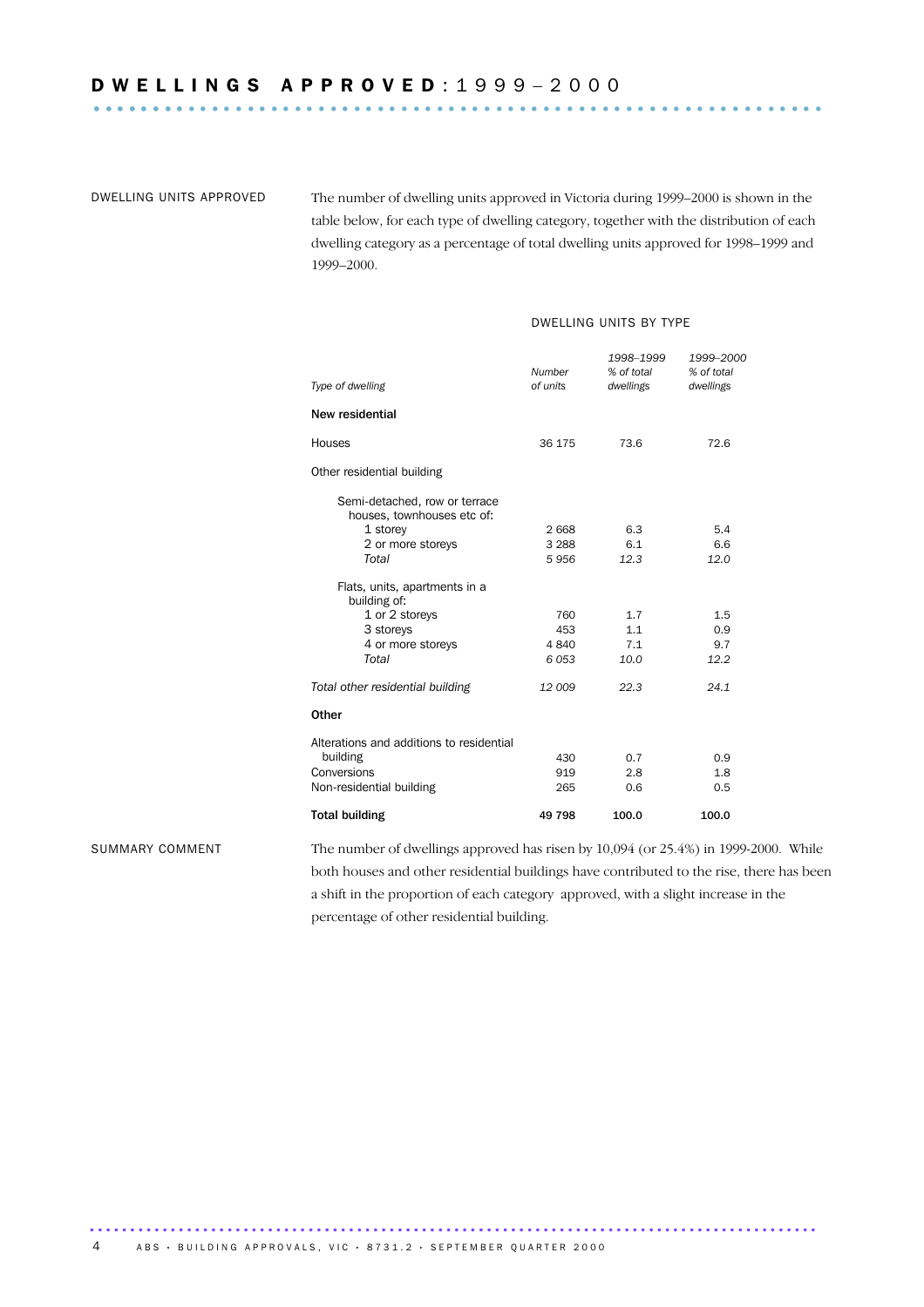# DWELLINGS APPROVED: 1999–2000

DWELLING UNITS APPROVED

The number of dwelling units approved in Victoria during 1999–2000 is shown in the table below, for each type of dwelling category, together with the distribution of each dwelling category as a percentage of total dwelling units approved for 1998–1999 and 1999–2000.

DWELLING UNITS BY TYPE

| *Type of dwelling* | *Number of units* | *1998–1999 % of total dwellings* | *1999–2000 % of total dwellings* |
|---|---|---|---|
| **New residential** | | | |
| Houses | 36 175 | 73.6 | 72.6 |
| Other residential building | | | |
| Semi-detached, row or terrace houses, townhouses etc of: | | | |
| 1 storey | 2 668 | 6.3 | 5.4 |
| 2 or more storeys | 3 288 | 6.1 | 6.6 |
| *Total* | *5 956* | *12.3* | *12.0* |
| Flats, units, apartments in a building of: | | | |
| 1 or 2 storeys | 760 | 1.7 | 1.5 |
| 3 storeys | 453 | 1.1 | 0.9 |
| 4 or more storeys | 4 840 | 7.1 | 9.7 |
| *Total* | *6 053* | *10.0* | *12.2* |
| *Total other residential building* | *12 009* | *22.3* | *24.1* |
| **Other** | | | |
| Alterations and additions to residential building | 430 | 0.7 | 0.9 |
| Conversions | 919 | 2.8 | 1.8 |
| Non-residential building | 265 | 0.6 | 0.5 |
| **Total building** | **49 798** | **100.0** | **100.0** |

SUMMARY COMMENT

The number of dwellings approved has risen by 10,094 (or 25.4%) in 1999-2000. While both houses and other residential buildings have contributed to the rise, there has been a shift in the proportion of each category approved, with a slight increase in the percentage of other residential building.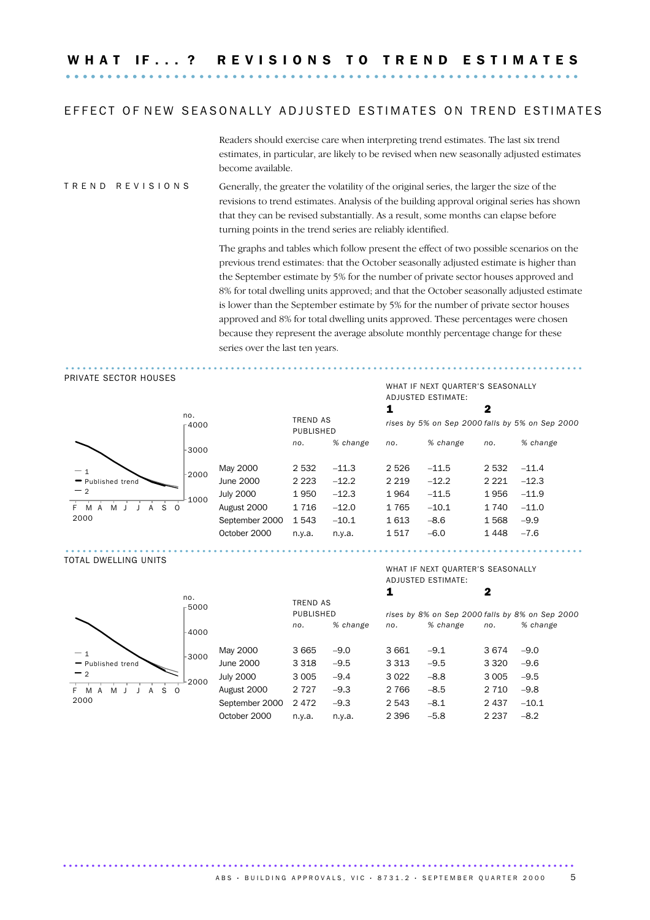# WHAT IF...? REVISIONS TO TREND ESTIMATES

## EFFECT OF NEW SEASONALLY ADJUSTED ESTIMATES ON TREND ESTIMATES

Readers should exercise care when interpreting trend estimates. The last six trend estimates, in particular, are likely to be revised when new seasonally adjusted estimates become available.

### TREND REVISIONS

Generally, the greater the volatility of the original series, the larger the size of the revisions to trend estimates. Analysis of the building approval original series has shown that they can be revised substantially. As a result, some months can elapse before turning points in the trend series are reliably identified.

The graphs and tables which follow present the effect of two possible scenarios on the previous trend estimates: that the October seasonally adjusted estimate is higher than the September estimate by 5% for the number of private sector houses approved and 8% for total dwelling units approved; and that the October seasonally adjusted estimate is lower than the September estimate by 5% for the number of private sector houses approved and 8% for total dwelling units approved. These percentages were chosen because they represent the average absolute monthly percentage change for these series over the last ten years.

### PRIVATE SECTOR HOUSES

| | TREND AS PUBLISHED | | WHAT IF NEXT QUARTER'S SEASONALLY ADJUSTED ESTIMATE: 1 *rises by 5% on Sep 2000* | | 2 *falls by 5% on Sep 2000* | |
|---|---|---|---|---|---|---|
| | *no.* | *% change* | *no.* | *% change* | *no.* | *% change* |
| May 2000 | 2 532 | –11.3 | 2 526 | –11.5 | 2 532 | –11.4 |
| June 2000 | 2 223 | –12.2 | 2 219 | –12.2 | 2 221 | –12.3 |
| July 2000 | 1 950 | –12.3 | 1 964 | –11.5 | 1 956 | –11.9 |
| August 2000 | 1 716 | –12.0 | 1 765 | –10.1 | 1 740 | –11.0 |
| September 2000 | 1 543 | –10.1 | 1 613 | –8.6 | 1 568 | –9.9 |
| October 2000 | n.y.a. | n.y.a. | 1 517 | –6.0 | 1 448 | –7.6 |

### TOTAL DWELLING UNITS

| | TREND AS PUBLISHED | | WHAT IF NEXT QUARTER'S SEASONALLY ADJUSTED ESTIMATE: 1 *rises by 8% on Sep 2000* | | 2 *falls by 8% on Sep 2000* | |
|---|---|---|---|---|---|---|
| | *no.* | *% change* | *no.* | *% change* | *no.* | *% change* |
| May 2000 | 3 665 | –9.0 | 3 661 | –9.1 | 3 674 | –9.0 |
| June 2000 | 3 318 | –9.5 | 3 313 | –9.5 | 3 320 | –9.6 |
| July 2000 | 3 005 | –9.4 | 3 022 | –8.8 | 3 005 | –9.5 |
| August 2000 | 2 727 | –9.3 | 2 766 | –8.5 | 2 710 | –9.8 |
| September 2000 | 2 472 | –9.3 | 2 543 | –8.1 | 2 437 | –10.1 |
| October 2000 | n.y.a. | n.y.a. | 2 396 | –5.8 | 2 237 | –8.2 |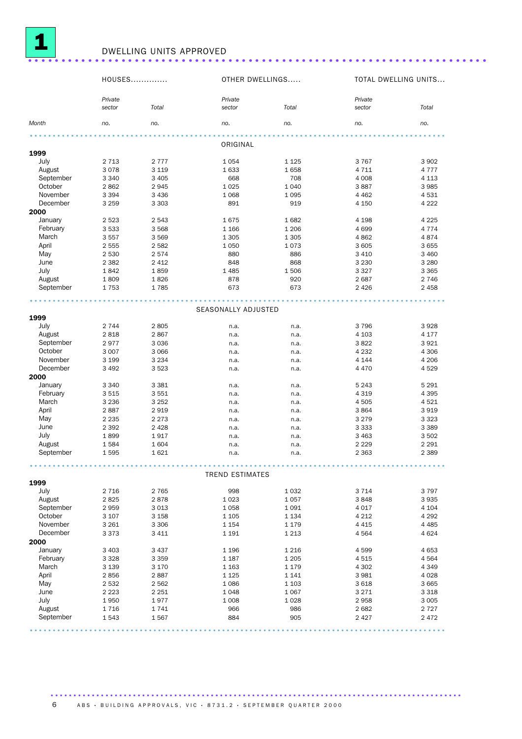# 1 DWELLING UNITS APPROVED

| Month | HOUSES Private sector | HOUSES Total | OTHER DWELLINGS Private sector | OTHER DWELLINGS Total | TOTAL DWELLING UNITS Private sector | TOTAL DWELLING UNITS Total |
|---|---|---|---|---|---|---|
| | no. | no. | no. | no. | no. | no. |
| **ORIGINAL** | | | | | | |
| **1999** | | | | | | |
| July | 2 713 | 2 777 | 1 054 | 1 125 | 3 767 | 3 902 |
| August | 3 078 | 3 119 | 1 633 | 1 658 | 4 711 | 4 777 |
| September | 3 340 | 3 405 | 668 | 708 | 4 008 | 4 113 |
| October | 2 862 | 2 945 | 1 025 | 1 040 | 3 887 | 3 985 |
| November | 3 394 | 3 436 | 1 068 | 1 095 | 4 462 | 4 531 |
| December | 3 259 | 3 303 | 891 | 919 | 4 150 | 4 222 |
| **2000** | | | | | | |
| January | 2 523 | 2 543 | 1 675 | 1 682 | 4 198 | 4 225 |
| February | 3 533 | 3 568 | 1 166 | 1 206 | 4 699 | 4 774 |
| March | 3 557 | 3 569 | 1 305 | 1 305 | 4 862 | 4 874 |
| April | 2 555 | 2 582 | 1 050 | 1 073 | 3 605 | 3 655 |
| May | 2 530 | 2 574 | 880 | 886 | 3 410 | 3 460 |
| June | 2 382 | 2 412 | 848 | 868 | 3 230 | 3 280 |
| July | 1 842 | 1 859 | 1 485 | 1 506 | 3 327 | 3 365 |
| August | 1 809 | 1 826 | 878 | 920 | 2 687 | 2 746 |
| September | 1 753 | 1 785 | 673 | 673 | 2 426 | 2 458 |
| **SEASONALLY ADJUSTED** | | | | | | |
| **1999** | | | | | | |
| July | 2 744 | 2 805 | n.a. | n.a. | 3 796 | 3 928 |
| August | 2 818 | 2 867 | n.a. | n.a. | 4 103 | 4 177 |
| September | 2 977 | 3 036 | n.a. | n.a. | 3 822 | 3 921 |
| October | 3 007 | 3 066 | n.a. | n.a. | 4 232 | 4 306 |
| November | 3 199 | 3 234 | n.a. | n.a. | 4 144 | 4 206 |
| December | 3 492 | 3 523 | n.a. | n.a. | 4 470 | 4 529 |
| **2000** | | | | | | |
| January | 3 340 | 3 381 | n.a. | n.a. | 5 243 | 5 291 |
| February | 3 515 | 3 551 | n.a. | n.a. | 4 319 | 4 395 |
| March | 3 236 | 3 252 | n.a. | n.a. | 4 505 | 4 521 |
| April | 2 887 | 2 919 | n.a. | n.a. | 3 864 | 3 919 |
| May | 2 235 | 2 273 | n.a. | n.a. | 3 279 | 3 323 |
| June | 2 392 | 2 428 | n.a. | n.a. | 3 333 | 3 389 |
| July | 1 899 | 1 917 | n.a. | n.a. | 3 463 | 3 502 |
| August | 1 584 | 1 604 | n.a. | n.a. | 2 229 | 2 291 |
| September | 1 595 | 1 621 | n.a. | n.a. | 2 363 | 2 389 |
| **TREND ESTIMATES** | | | | | | |
| **1999** | | | | | | |
| July | 2 716 | 2 765 | 998 | 1 032 | 3 714 | 3 797 |
| August | 2 825 | 2 878 | 1 023 | 1 057 | 3 848 | 3 935 |
| September | 2 959 | 3 013 | 1 058 | 1 091 | 4 017 | 4 104 |
| October | 3 107 | 3 158 | 1 105 | 1 134 | 4 212 | 4 292 |
| November | 3 261 | 3 306 | 1 154 | 1 179 | 4 415 | 4 485 |
| December | 3 373 | 3 411 | 1 191 | 1 213 | 4 564 | 4 624 |
| **2000** | | | | | | |
| January | 3 403 | 3 437 | 1 196 | 1 216 | 4 599 | 4 653 |
| February | 3 328 | 3 359 | 1 187 | 1 205 | 4 515 | 4 564 |
| March | 3 139 | 3 170 | 1 163 | 1 179 | 4 302 | 4 349 |
| April | 2 856 | 2 887 | 1 125 | 1 141 | 3 981 | 4 028 |
| May | 2 532 | 2 562 | 1 086 | 1 103 | 3 618 | 3 665 |
| June | 2 223 | 2 251 | 1 048 | 1 067 | 3 271 | 3 318 |
| July | 1 950 | 1 977 | 1 008 | 1 028 | 2 958 | 3 005 |
| August | 1 716 | 1 741 | 966 | 986 | 2 682 | 2 727 |
| September | 1 543 | 1 567 | 884 | 905 | 2 427 | 2 472 |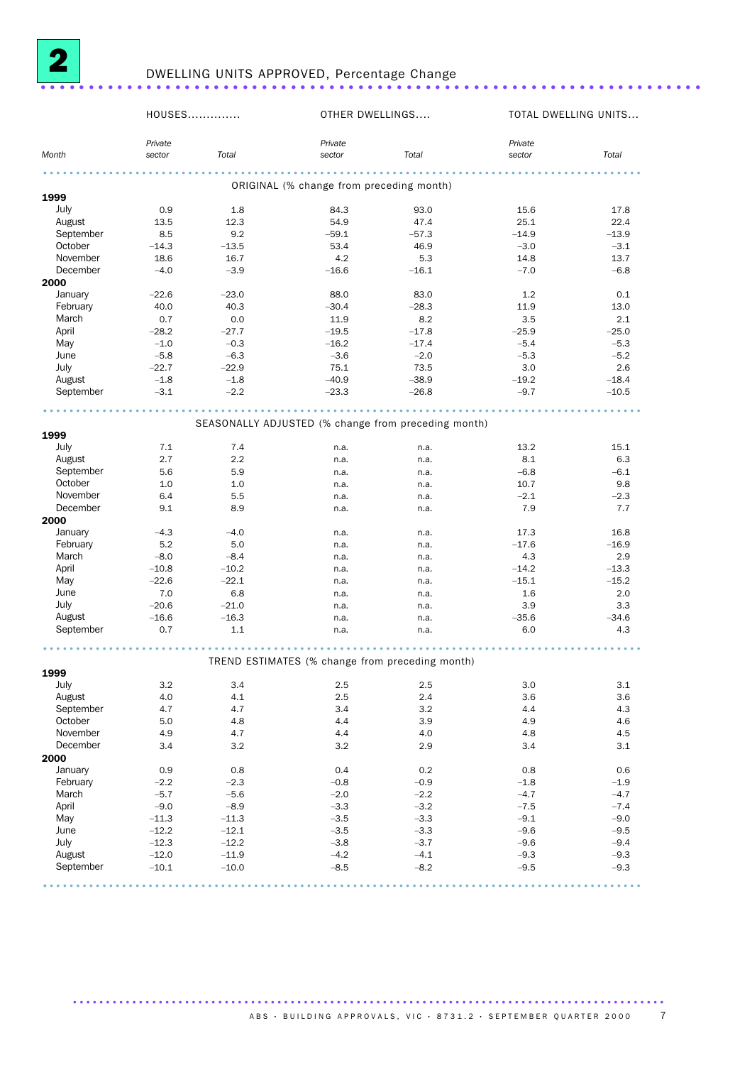# 2 DWELLING UNITS APPROVED, Percentage Change

| Month | HOUSES | | OTHER DWELLINGS | | TOTAL DWELLING UNITS | |
|---|---|---|---|---|---|---|
| | Private sector | Total | Private sector | Total | Private sector | Total |
| **ORIGINAL (% change from preceding month)** | | | | | | |
| **1999** | | | | | | |
| July | 0.9 | 1.8 | 84.3 | 93.0 | 15.6 | 17.8 |
| August | 13.5 | 12.3 | 54.9 | 47.4 | 25.1 | 22.4 |
| September | 8.5 | 9.2 | –59.1 | –57.3 | –14.9 | –13.9 |
| October | –14.3 | –13.5 | 53.4 | 46.9 | –3.0 | –3.1 |
| November | 18.6 | 16.7 | 4.2 | 5.3 | 14.8 | 13.7 |
| December | –4.0 | –3.9 | –16.6 | –16.1 | –7.0 | –6.8 |
| **2000** | | | | | | |
| January | –22.6 | –23.0 | 88.0 | 83.0 | 1.2 | 0.1 |
| February | 40.0 | 40.3 | –30.4 | –28.3 | 11.9 | 13.0 |
| March | 0.7 | 0.0 | 11.9 | 8.2 | 3.5 | 2.1 |
| April | –28.2 | –27.7 | –19.5 | –17.8 | –25.9 | –25.0 |
| May | –1.0 | –0.3 | –16.2 | –17.4 | –5.4 | –5.3 |
| June | –5.8 | –6.3 | –3.6 | –2.0 | –5.3 | –5.2 |
| July | –22.7 | –22.9 | 75.1 | 73.5 | 3.0 | 2.6 |
| August | –1.8 | –1.8 | –40.9 | –38.9 | –19.2 | –18.4 |
| September | –3.1 | –2.2 | –23.3 | –26.8 | –9.7 | –10.5 |
| **SEASONALLY ADJUSTED (% change from preceding month)** | | | | | | |
| **1999** | | | | | | |
| July | 7.1 | 7.4 | n.a. | n.a. | 13.2 | 15.1 |
| August | 2.7 | 2.2 | n.a. | n.a. | 8.1 | 6.3 |
| September | 5.6 | 5.9 | n.a. | n.a. | –6.8 | –6.1 |
| October | 1.0 | 1.0 | n.a. | n.a. | 10.7 | 9.8 |
| November | 6.4 | 5.5 | n.a. | n.a. | –2.1 | –2.3 |
| December | 9.1 | 8.9 | n.a. | n.a. | 7.9 | 7.7 |
| **2000** | | | | | | |
| January | –4.3 | –4.0 | n.a. | n.a. | 17.3 | 16.8 |
| February | 5.2 | 5.0 | n.a. | n.a. | –17.6 | –16.9 |
| March | –8.0 | –8.4 | n.a. | n.a. | 4.3 | 2.9 |
| April | –10.8 | –10.2 | n.a. | n.a. | –14.2 | –13.3 |
| May | –22.6 | –22.1 | n.a. | n.a. | –15.1 | –15.2 |
| June | 7.0 | 6.8 | n.a. | n.a. | 1.6 | 2.0 |
| July | –20.6 | –21.0 | n.a. | n.a. | 3.9 | 3.3 |
| August | –16.6 | –16.3 | n.a. | n.a. | –35.6 | –34.6 |
| September | 0.7 | 1.1 | n.a. | n.a. | 6.0 | 4.3 |
| **TREND ESTIMATES (% change from preceding month)** | | | | | | |
| **1999** | | | | | | |
| July | 3.2 | 3.4 | 2.5 | 2.5 | 3.0 | 3.1 |
| August | 4.0 | 4.1 | 2.5 | 2.4 | 3.6 | 3.6 |
| September | 4.7 | 4.7 | 3.4 | 3.2 | 4.4 | 4.3 |
| October | 5.0 | 4.8 | 4.4 | 3.9 | 4.9 | 4.6 |
| November | 4.9 | 4.7 | 4.4 | 4.0 | 4.8 | 4.5 |
| December | 3.4 | 3.2 | 3.2 | 2.9 | 3.4 | 3.1 |
| **2000** | | | | | | |
| January | 0.9 | 0.8 | 0.4 | 0.2 | 0.8 | 0.6 |
| February | –2.2 | –2.3 | –0.8 | –0.9 | –1.8 | –1.9 |
| March | –5.7 | –5.6 | –2.0 | –2.2 | –4.7 | –4.7 |
| April | –9.0 | –8.9 | –3.3 | –3.2 | –7.5 | –7.4 |
| May | –11.3 | –11.3 | –3.5 | –3.3 | –9.1 | –9.0 |
| June | –12.2 | –12.1 | –3.5 | –3.3 | –9.6 | –9.5 |
| July | –12.3 | –12.2 | –3.8 | –3.7 | –9.6 | –9.4 |
| August | –12.0 | –11.9 | –4.2 | –4.1 | –9.3 | –9.3 |
| September | –10.1 | –10.0 | –8.5 | –8.2 | –9.5 | –9.3 |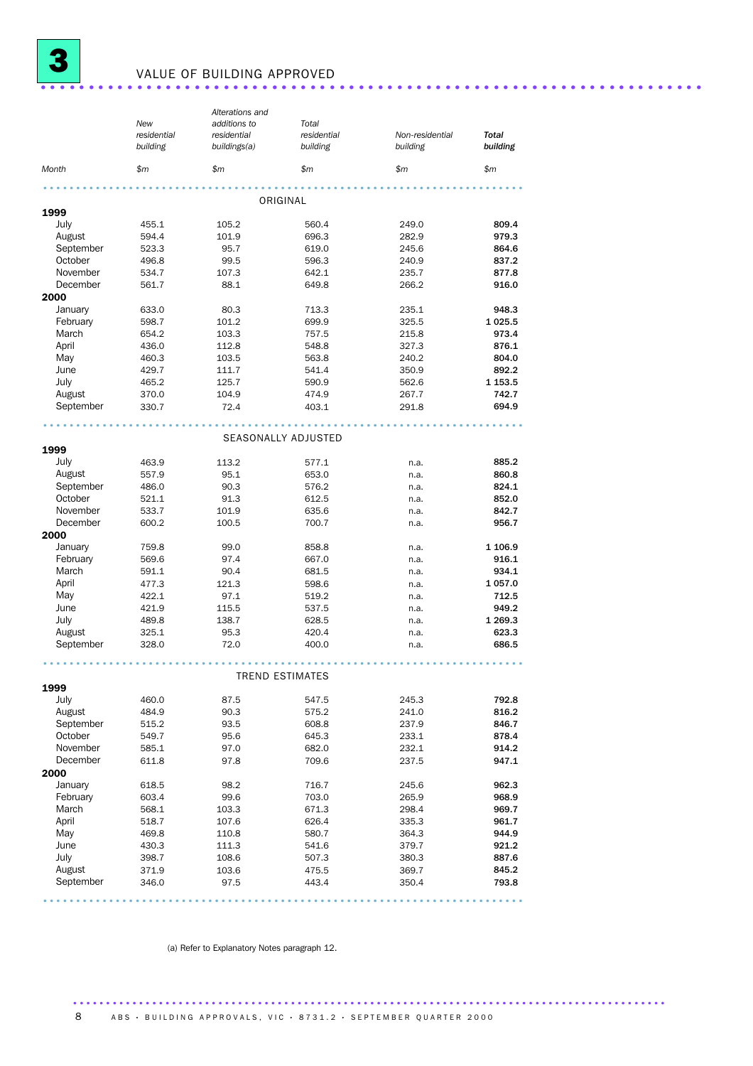## 3 VALUE OF BUILDING APPROVED

| Month | New residential building $m | Alterations and additions to residential buildings(a) $m | Total residential building $m | Non-residential building $m | **Total building** $m |
|---|---|---|---|---|---|
| | | | ORIGINAL | | |
| **1999** | | | | | |
| July | 455.1 | 105.2 | 560.4 | 249.0 | **809.4** |
| August | 594.4 | 101.9 | 696.3 | 282.9 | **979.3** |
| September | 523.3 | 95.7 | 619.0 | 245.6 | **864.6** |
| October | 496.8 | 99.5 | 596.3 | 240.9 | **837.2** |
| November | 534.7 | 107.3 | 642.1 | 235.7 | **877.8** |
| December | 561.7 | 88.1 | 649.8 | 266.2 | **916.0** |
| **2000** | | | | | |
| January | 633.0 | 80.3 | 713.3 | 235.1 | **948.3** |
| February | 598.7 | 101.2 | 699.9 | 325.5 | **1 025.5** |
| March | 654.2 | 103.3 | 757.5 | 215.8 | **973.4** |
| April | 436.0 | 112.8 | 548.8 | 327.3 | **876.1** |
| May | 460.3 | 103.5 | 563.8 | 240.2 | **804.0** |
| June | 429.7 | 111.7 | 541.4 | 350.9 | **892.2** |
| July | 465.2 | 125.7 | 590.9 | 562.6 | **1 153.5** |
| August | 370.0 | 104.9 | 474.9 | 267.7 | **742.7** |
| September | 330.7 | 72.4 | 403.1 | 291.8 | **694.9** |
| | | | SEASONALLY ADJUSTED | | |
| **1999** | | | | | |
| July | 463.9 | 113.2 | 577.1 | n.a. | **885.2** |
| August | 557.9 | 95.1 | 653.0 | n.a. | **860.8** |
| September | 486.0 | 90.3 | 576.2 | n.a. | **824.1** |
| October | 521.1 | 91.3 | 612.5 | n.a. | **852.0** |
| November | 533.7 | 101.9 | 635.6 | n.a. | **842.7** |
| December | 600.2 | 100.5 | 700.7 | n.a. | **956.7** |
| **2000** | | | | | |
| January | 759.8 | 99.0 | 858.8 | n.a. | **1 106.9** |
| February | 569.6 | 97.4 | 667.0 | n.a. | **916.1** |
| March | 591.1 | 90.4 | 681.5 | n.a. | **934.1** |
| April | 477.3 | 121.3 | 598.6 | n.a. | **1 057.0** |
| May | 422.1 | 97.1 | 519.2 | n.a. | **712.5** |
| June | 421.9 | 115.5 | 537.5 | n.a. | **949.2** |
| July | 489.8 | 138.7 | 628.5 | n.a. | **1 269.3** |
| August | 325.1 | 95.3 | 420.4 | n.a. | **623.3** |
| September | 328.0 | 72.0 | 400.0 | n.a. | **686.5** |
| | | | TREND ESTIMATES | | |
| **1999** | | | | | |
| July | 460.0 | 87.5 | 547.5 | 245.3 | **792.8** |
| August | 484.9 | 90.3 | 575.2 | 241.0 | **816.2** |
| September | 515.2 | 93.5 | 608.8 | 237.9 | **846.7** |
| October | 549.7 | 95.6 | 645.3 | 233.1 | **878.4** |
| November | 585.1 | 97.0 | 682.0 | 232.1 | **914.2** |
| December | 611.8 | 97.8 | 709.6 | 237.5 | **947.1** |
| **2000** | | | | | |
| January | 618.5 | 98.2 | 716.7 | 245.6 | **962.3** |
| February | 603.4 | 99.6 | 703.0 | 265.9 | **968.9** |
| March | 568.1 | 103.3 | 671.3 | 298.4 | **969.7** |
| April | 518.7 | 107.6 | 626.4 | 335.3 | **961.7** |
| May | 469.8 | 110.8 | 580.7 | 364.3 | **944.9** |
| June | 430.3 | 111.3 | 541.6 | 379.7 | **921.2** |
| July | 398.7 | 108.6 | 507.3 | 380.3 | **887.6** |
| August | 371.9 | 103.6 | 475.5 | 369.7 | **845.2** |
| September | 346.0 | 97.5 | 443.4 | 350.4 | **793.8** |

(a) Refer to Explanatory Notes paragraph 12.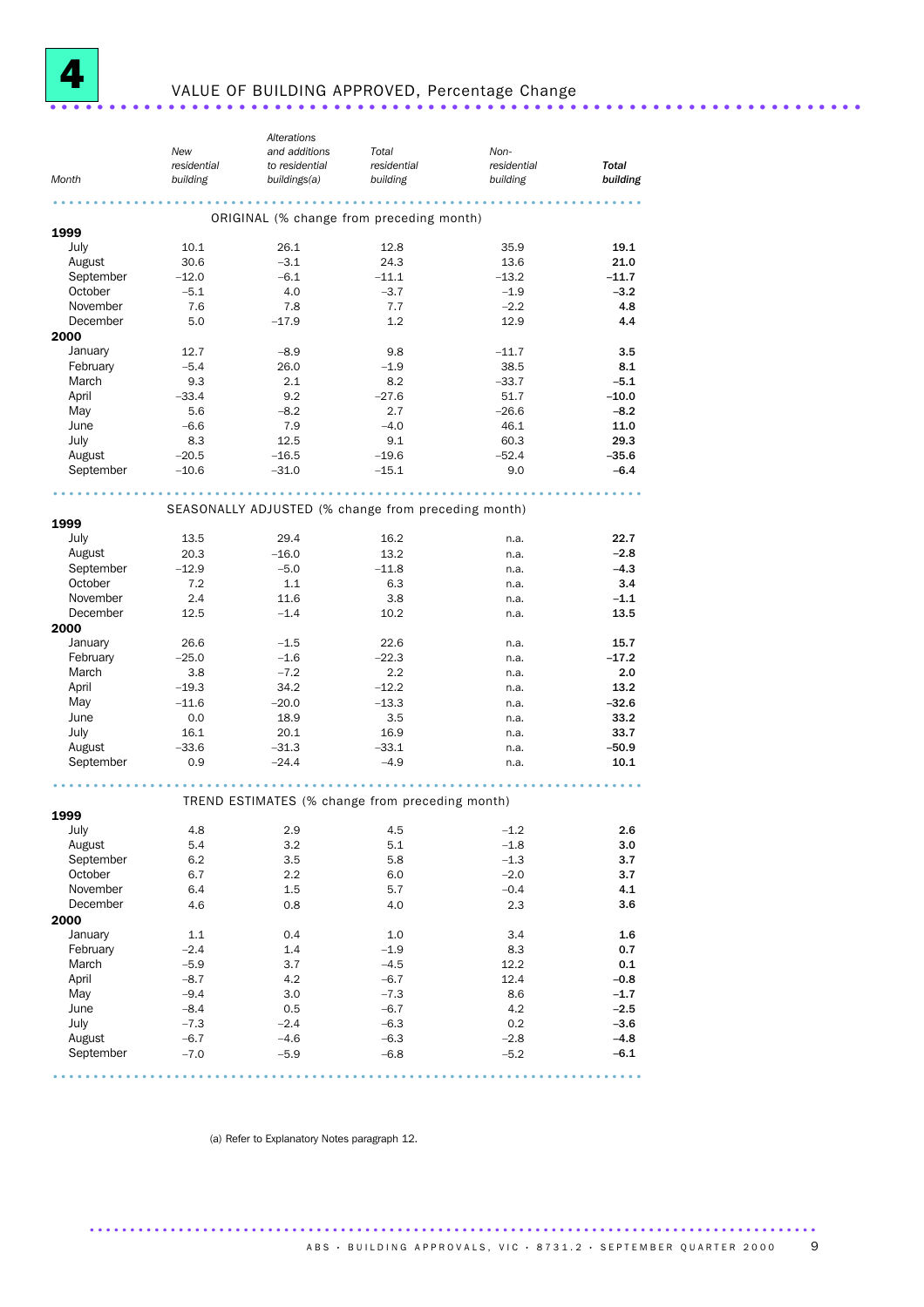# 4 VALUE OF BUILDING APPROVED, Percentage Change

| Month | New residential building | Alterations and additions to residential buildings(a) | Total residential building | Non-residential building | **Total building** |
|---|---|---|---|---|---|
| | | ORIGINAL (% change from preceding month) | | | |
| **1999** | | | | | |
| July | 10.1 | 26.1 | 12.8 | 35.9 | **19.1** |
| August | 30.6 | –3.1 | 24.3 | 13.6 | **21.0** |
| September | –12.0 | –6.1 | –11.1 | –13.2 | **–11.7** |
| October | –5.1 | 4.0 | –3.7 | –1.9 | **–3.2** |
| November | 7.6 | 7.8 | 7.7 | –2.2 | **4.8** |
| December | 5.0 | –17.9 | 1.2 | 12.9 | **4.4** |
| **2000** | | | | | |
| January | 12.7 | –8.9 | 9.8 | –11.7 | **3.5** |
| February | –5.4 | 26.0 | –1.9 | 38.5 | **8.1** |
| March | 9.3 | 2.1 | 8.2 | –33.7 | **–5.1** |
| April | –33.4 | 9.2 | –27.6 | 51.7 | **–10.0** |
| May | 5.6 | –8.2 | 2.7 | –26.6 | **–8.2** |
| June | –6.6 | 7.9 | –4.0 | 46.1 | **11.0** |
| July | 8.3 | 12.5 | 9.1 | 60.3 | **29.3** |
| August | –20.5 | –16.5 | –19.6 | –52.4 | **–35.6** |
| September | –10.6 | –31.0 | –15.1 | 9.0 | **–6.4** |
| | | SEASONALLY ADJUSTED (% change from preceding month) | | | |
| **1999** | | | | | |
| July | 13.5 | 29.4 | 16.2 | n.a. | **22.7** |
| August | 20.3 | –16.0 | 13.2 | n.a. | **–2.8** |
| September | –12.9 | –5.0 | –11.8 | n.a. | **–4.3** |
| October | 7.2 | 1.1 | 6.3 | n.a. | **3.4** |
| November | 2.4 | 11.6 | 3.8 | n.a. | **–1.1** |
| December | 12.5 | –1.4 | 10.2 | n.a. | **13.5** |
| **2000** | | | | | |
| January | 26.6 | –1.5 | 22.6 | n.a. | **15.7** |
| February | –25.0 | –1.6 | –22.3 | n.a. | **–17.2** |
| March | 3.8 | –7.2 | 2.2 | n.a. | **2.0** |
| April | –19.3 | 34.2 | –12.2 | n.a. | **13.2** |
| May | –11.6 | –20.0 | –13.3 | n.a. | **–32.6** |
| June | 0.0 | 18.9 | 3.5 | n.a. | **33.2** |
| July | 16.1 | 20.1 | 16.9 | n.a. | **33.7** |
| August | –33.6 | –31.3 | –33.1 | n.a. | **–50.9** |
| September | 0.9 | –24.4 | –4.9 | n.a. | **10.1** |
| | | TREND ESTIMATES (% change from preceding month) | | | |
| **1999** | | | | | |
| July | 4.8 | 2.9 | 4.5 | –1.2 | **2.6** |
| August | 5.4 | 3.2 | 5.1 | –1.8 | **3.0** |
| September | 6.2 | 3.5 | 5.8 | –1.3 | **3.7** |
| October | 6.7 | 2.2 | 6.0 | –2.0 | **3.7** |
| November | 6.4 | 1.5 | 5.7 | –0.4 | **4.1** |
| December | 4.6 | 0.8 | 4.0 | 2.3 | **3.6** |
| **2000** | | | | | |
| January | 1.1 | 0.4 | 1.0 | 3.4 | **1.6** |
| February | –2.4 | 1.4 | –1.9 | 8.3 | **0.7** |
| March | –5.9 | 3.7 | –4.5 | 12.2 | **0.1** |
| April | –8.7 | 4.2 | –6.7 | 12.4 | **–0.8** |
| May | –9.4 | 3.0 | –7.3 | 8.6 | **–1.7** |
| June | –8.4 | 0.5 | –6.7 | 4.2 | **–2.5** |
| July | –7.3 | –2.4 | –6.3 | 0.2 | **–3.6** |
| August | –6.7 | –4.6 | –6.3 | –2.8 | **–4.8** |
| September | –7.0 | –5.9 | –6.8 | –5.2 | **–6.1** |

(a) Refer to Explanatory Notes paragraph 12.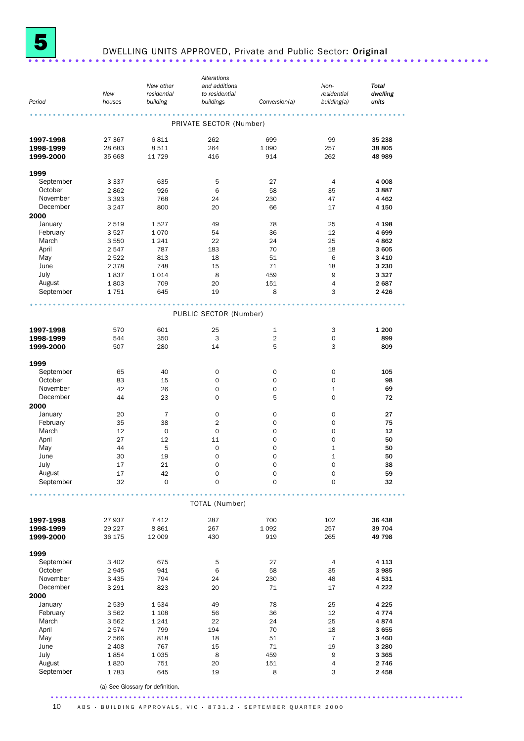# 5 DWELLING UNITS APPROVED, Private and Public Sector: Original

| Period | New houses | New other residential building | Alterations and additions to residential buildings | Conversion(a) | Non-residential building(a) | Total dwelling units |
|---|---|---|---|---|---|---|
| | | | PRIVATE SECTOR (Number) | | | |
| **1997-1998** | 27 367 | 6 811 | 262 | 699 | 99 | **35 238** |
| **1998-1999** | 28 683 | 8 511 | 264 | 1 090 | 257 | **38 805** |
| **1999-2000** | 35 668 | 11 729 | 416 | 914 | 262 | **48 989** |
| **1999** | | | | | | |
| September | 3 337 | 635 | 5 | 27 | 4 | **4 008** |
| October | 2 862 | 926 | 6 | 58 | 35 | **3 887** |
| November | 3 393 | 768 | 24 | 230 | 47 | **4 462** |
| December | 3 247 | 800 | 20 | 66 | 17 | **4 150** |
| **2000** | | | | | | |
| January | 2 519 | 1 527 | 49 | 78 | 25 | **4 198** |
| February | 3 527 | 1 070 | 54 | 36 | 12 | **4 699** |
| March | 3 550 | 1 241 | 22 | 24 | 25 | **4 862** |
| April | 2 547 | 787 | 183 | 70 | 18 | **3 605** |
| May | 2 522 | 813 | 18 | 51 | 6 | **3 410** |
| June | 2 378 | 748 | 15 | 71 | 18 | **3 230** |
| July | 1 837 | 1 014 | 8 | 459 | 9 | **3 327** |
| August | 1 803 | 709 | 20 | 151 | 4 | **2 687** |
| September | 1 751 | 645 | 19 | 8 | 3 | **2 426** |
| | | | PUBLIC SECTOR (Number) | | | |
| **1997-1998** | 570 | 601 | 25 | 1 | 3 | **1 200** |
| **1998-1999** | 544 | 350 | 3 | 2 | 0 | **899** |
| **1999-2000** | 507 | 280 | 14 | 5 | 3 | **809** |
| **1999** | | | | | | |
| September | 65 | 40 | 0 | 0 | 0 | **105** |
| October | 83 | 15 | 0 | 0 | 0 | **98** |
| November | 42 | 26 | 0 | 0 | 1 | **69** |
| December | 44 | 23 | 0 | 5 | 0 | **72** |
| **2000** | | | | | | |
| January | 20 | 7 | 0 | 0 | 0 | **27** |
| February | 35 | 38 | 2 | 0 | 0 | **75** |
| March | 12 | 0 | 0 | 0 | 0 | **12** |
| April | 27 | 12 | 11 | 0 | 0 | **50** |
| May | 44 | 5 | 0 | 0 | 1 | **50** |
| June | 30 | 19 | 0 | 0 | 1 | **50** |
| July | 17 | 21 | 0 | 0 | 0 | **38** |
| August | 17 | 42 | 0 | 0 | 0 | **59** |
| September | 32 | 0 | 0 | 0 | 0 | **32** |
| | | | TOTAL (Number) | | | |
| **1997-1998** | 27 937 | 7 412 | 287 | 700 | 102 | **36 438** |
| **1998-1999** | 29 227 | 8 861 | 267 | 1 092 | 257 | **39 704** |
| **1999-2000** | 36 175 | 12 009 | 430 | 919 | 265 | **49 798** |
| **1999** | | | | | | |
| September | 3 402 | 675 | 5 | 27 | 4 | **4 113** |
| October | 2 945 | 941 | 6 | 58 | 35 | **3 985** |
| November | 3 435 | 794 | 24 | 230 | 48 | **4 531** |
| December | 3 291 | 823 | 20 | 71 | 17 | **4 222** |
| **2000** | | | | | | |
| January | 2 539 | 1 534 | 49 | 78 | 25 | **4 225** |
| February | 3 562 | 1 108 | 56 | 36 | 12 | **4 774** |
| March | 3 562 | 1 241 | 22 | 24 | 25 | **4 874** |
| April | 2 574 | 799 | 194 | 70 | 18 | **3 655** |
| May | 2 566 | 818 | 18 | 51 | 7 | **3 460** |
| June | 2 408 | 767 | 15 | 71 | 19 | **3 280** |
| July | 1 854 | 1 035 | 8 | 459 | 9 | **3 365** |
| August | 1 820 | 751 | 20 | 151 | 4 | **2 746** |
| September | 1 783 | 645 | 19 | 8 | 3 | **2 458** |

(a) See Glossary for definition.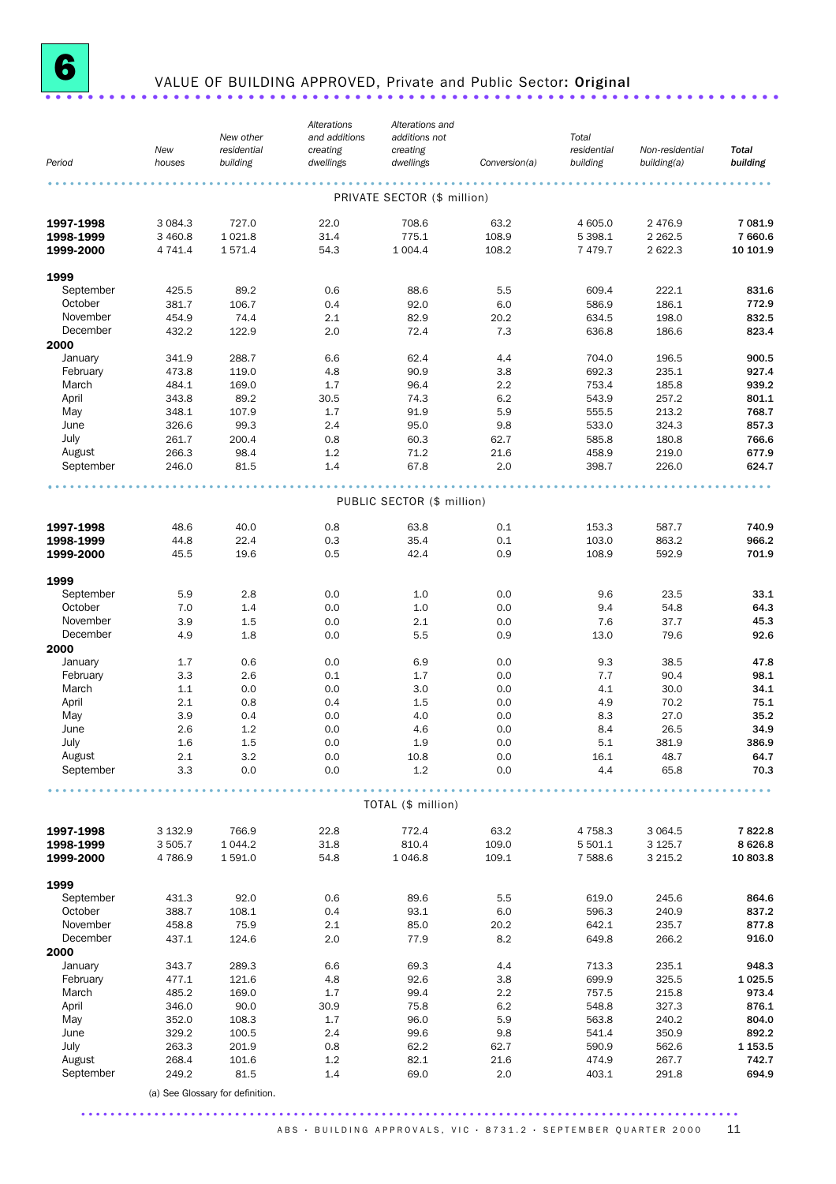# 6 VALUE OF BUILDING APPROVED, Private and Public Sector: Original

| Period | New houses | New other residential building | Alterations and additions creating dwellings | Alterations and additions not creating dwellings | Conversion(a) | Total residential building | Non-residential building(a) | Total building |
|---|---|---|---|---|---|---|---|---|
| **PRIVATE SECTOR ($ million)** | | | | | | | | |
| **1997-1998** | 3 084.3 | 727.0 | 22.0 | 708.6 | 63.2 | 4 605.0 | 2 476.9 | **7 081.9** |
| **1998-1999** | 3 460.8 | 1 021.8 | 31.4 | 775.1 | 108.9 | 5 398.1 | 2 262.5 | **7 660.6** |
| **1999-2000** | 4 741.4 | 1 571.4 | 54.3 | 1 004.4 | 108.2 | 7 479.7 | 2 622.3 | **10 101.9** |
| **1999** | | | | | | | | |
| September | 425.5 | 89.2 | 0.6 | 88.6 | 5.5 | 609.4 | 222.1 | **831.6** |
| October | 381.7 | 106.7 | 0.4 | 92.0 | 6.0 | 586.9 | 186.1 | **772.9** |
| November | 454.9 | 74.4 | 2.1 | 82.9 | 20.2 | 634.5 | 198.0 | **832.5** |
| December | 432.2 | 122.9 | 2.0 | 72.4 | 7.3 | 636.8 | 186.6 | **823.4** |
| **2000** | | | | | | | | |
| January | 341.9 | 288.7 | 6.6 | 62.4 | 4.4 | 704.0 | 196.5 | **900.5** |
| February | 473.8 | 119.0 | 4.8 | 90.9 | 3.8 | 692.3 | 235.1 | **927.4** |
| March | 484.1 | 169.0 | 1.7 | 96.4 | 2.2 | 753.4 | 185.8 | **939.2** |
| April | 343.8 | 89.2 | 30.5 | 74.3 | 6.2 | 543.9 | 257.2 | **801.1** |
| May | 348.1 | 107.9 | 1.7 | 91.9 | 5.9 | 555.5 | 213.2 | **768.7** |
| June | 326.6 | 99.3 | 2.4 | 95.0 | 9.8 | 533.0 | 324.3 | **857.3** |
| July | 261.7 | 200.4 | 0.8 | 60.3 | 62.7 | 585.8 | 180.8 | **766.6** |
| August | 266.3 | 98.4 | 1.2 | 71.2 | 21.6 | 458.9 | 219.0 | **677.9** |
| September | 246.0 | 81.5 | 1.4 | 67.8 | 2.0 | 398.7 | 226.0 | **624.7** |
| **PUBLIC SECTOR ($ million)** | | | | | | | | |
| **1997-1998** | 48.6 | 40.0 | 0.8 | 63.8 | 0.1 | 153.3 | 587.7 | **740.9** |
| **1998-1999** | 44.8 | 22.4 | 0.3 | 35.4 | 0.1 | 103.0 | 863.2 | **966.2** |
| **1999-2000** | 45.5 | 19.6 | 0.5 | 42.4 | 0.9 | 108.9 | 592.9 | **701.9** |
| **1999** | | | | | | | | |
| September | 5.9 | 2.8 | 0.0 | 1.0 | 0.0 | 9.6 | 23.5 | **33.1** |
| October | 7.0 | 1.4 | 0.0 | 1.0 | 0.0 | 9.4 | 54.8 | **64.3** |
| November | 3.9 | 1.5 | 0.0 | 2.1 | 0.0 | 7.6 | 37.7 | **45.3** |
| December | 4.9 | 1.8 | 0.0 | 5.5 | 0.9 | 13.0 | 79.6 | **92.6** |
| **2000** | | | | | | | | |
| January | 1.7 | 0.6 | 0.0 | 6.9 | 0.0 | 9.3 | 38.5 | **47.8** |
| February | 3.3 | 2.6 | 0.1 | 1.7 | 0.0 | 7.7 | 90.4 | **98.1** |
| March | 1.1 | 0.0 | 0.0 | 3.0 | 0.0 | 4.1 | 30.0 | **34.1** |
| April | 2.1 | 0.8 | 0.4 | 1.5 | 0.0 | 4.9 | 70.2 | **75.1** |
| May | 3.9 | 0.4 | 0.0 | 4.0 | 0.0 | 8.3 | 27.0 | **35.2** |
| June | 2.6 | 1.2 | 0.0 | 4.6 | 0.0 | 8.4 | 26.5 | **34.9** |
| July | 1.6 | 1.5 | 0.0 | 1.9 | 0.0 | 5.1 | 381.9 | **386.9** |
| August | 2.1 | 3.2 | 0.0 | 10.8 | 0.0 | 16.1 | 48.7 | **64.7** |
| September | 3.3 | 0.0 | 0.0 | 1.2 | 0.0 | 4.4 | 65.8 | **70.3** |
| **TOTAL ($ million)** | | | | | | | | |
| **1997-1998** | 3 132.9 | 766.9 | 22.8 | 772.4 | 63.2 | 4 758.3 | 3 064.5 | **7 822.8** |
| **1998-1999** | 3 505.7 | 1 044.2 | 31.8 | 810.4 | 109.0 | 5 501.1 | 3 125.7 | **8 626.8** |
| **1999-2000** | 4 786.9 | 1 591.0 | 54.8 | 1 046.8 | 109.1 | 7 588.6 | 3 215.2 | **10 803.8** |
| **1999** | | | | | | | | |
| September | 431.3 | 92.0 | 0.6 | 89.6 | 5.5 | 619.0 | 245.6 | **864.6** |
| October | 388.7 | 108.1 | 0.4 | 93.1 | 6.0 | 596.3 | 240.9 | **837.2** |
| November | 458.8 | 75.9 | 2.1 | 85.0 | 20.2 | 642.1 | 235.7 | **877.8** |
| December | 437.1 | 124.6 | 2.0 | 77.9 | 8.2 | 649.8 | 266.2 | **916.0** |
| **2000** | | | | | | | | |
| January | 343.7 | 289.3 | 6.6 | 69.3 | 4.4 | 713.3 | 235.1 | **948.3** |
| February | 477.1 | 121.6 | 4.8 | 92.6 | 3.8 | 699.9 | 325.5 | **1 025.5** |
| March | 485.2 | 169.0 | 1.7 | 99.4 | 2.2 | 757.5 | 215.8 | **973.4** |
| April | 346.0 | 90.0 | 30.9 | 75.8 | 6.2 | 548.8 | 327.3 | **876.1** |
| May | 352.0 | 108.3 | 1.7 | 96.0 | 5.9 | 563.8 | 240.2 | **804.0** |
| June | 329.2 | 100.5 | 2.4 | 99.6 | 9.8 | 541.4 | 350.9 | **892.2** |
| July | 263.3 | 201.9 | 0.8 | 62.2 | 62.7 | 590.9 | 562.6 | **1 153.5** |
| August | 268.4 | 101.6 | 1.2 | 82.1 | 21.6 | 474.9 | 267.7 | **742.7** |
| September | 249.2 | 81.5 | 1.4 | 69.0 | 2.0 | 403.1 | 291.8 | **694.9** |

(a) See Glossary for definition.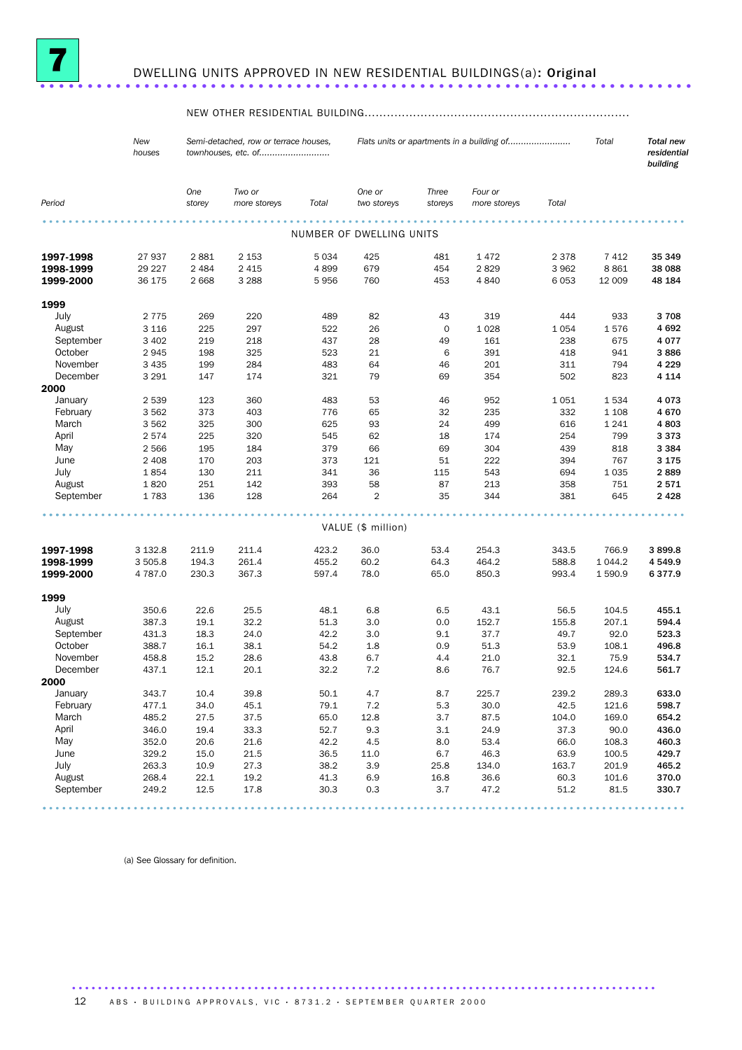# 7 DWELLING UNITS APPROVED IN NEW RESIDENTIAL BUILDINGS(a): Original

| Period | New houses | NEW OTHER RESIDENTIAL BUILDING — Semi-detached, row or terrace houses, townhouses, etc. of — One storey | Two or more storeys | Total | Flats units or apartments in a building of — One or two storeys | Three storeys | Four or more storeys | Total | Total | Total new residential building |
|---|---|---|---|---|---|---|---|---|---|---|
| | | | | | NUMBER OF DWELLING UNITS | | | | | |
| **1997-1998** | 27 937 | 2 881 | 2 153 | 5 034 | 425 | 481 | 1 472 | 2 378 | 7 412 | **35 349** |
| **1998-1999** | 29 227 | 2 484 | 2 415 | 4 899 | 679 | 454 | 2 829 | 3 962 | 8 861 | **38 088** |
| **1999-2000** | 36 175 | 2 668 | 3 288 | 5 956 | 760 | 453 | 4 840 | 6 053 | 12 009 | **48 184** |
| **1999** | | | | | | | | | | |
| July | 2 775 | 269 | 220 | 489 | 82 | 43 | 319 | 444 | 933 | **3 708** |
| August | 3 116 | 225 | 297 | 522 | 26 | 0 | 1 028 | 1 054 | 1 576 | **4 692** |
| September | 3 402 | 219 | 218 | 437 | 28 | 49 | 161 | 238 | 675 | **4 077** |
| October | 2 945 | 198 | 325 | 523 | 21 | 6 | 391 | 418 | 941 | **3 886** |
| November | 3 435 | 199 | 284 | 483 | 64 | 46 | 201 | 311 | 794 | **4 229** |
| December | 3 291 | 147 | 174 | 321 | 79 | 69 | 354 | 502 | 823 | **4 114** |
| **2000** | | | | | | | | | | |
| January | 2 539 | 123 | 360 | 483 | 53 | 46 | 952 | 1 051 | 1 534 | **4 073** |
| February | 3 562 | 373 | 403 | 776 | 65 | 32 | 235 | 332 | 1 108 | **4 670** |
| March | 3 562 | 325 | 300 | 625 | 93 | 24 | 499 | 616 | 1 241 | **4 803** |
| April | 2 574 | 225 | 320 | 545 | 62 | 18 | 174 | 254 | 799 | **3 373** |
| May | 2 566 | 195 | 184 | 379 | 66 | 69 | 304 | 439 | 818 | **3 384** |
| June | 2 408 | 170 | 203 | 373 | 121 | 51 | 222 | 394 | 767 | **3 175** |
| July | 1 854 | 130 | 211 | 341 | 36 | 115 | 543 | 694 | 1 035 | **2 889** |
| August | 1 820 | 251 | 142 | 393 | 58 | 87 | 213 | 358 | 751 | **2 571** |
| September | 1 783 | 136 | 128 | 264 | 2 | 35 | 344 | 381 | 645 | **2 428** |
| | | | | | VALUE ($ million) | | | | | |
| **1997-1998** | 3 132.8 | 211.9 | 211.4 | 423.2 | 36.0 | 53.4 | 254.3 | 343.5 | 766.9 | **3 899.8** |
| **1998-1999** | 3 505.8 | 194.3 | 261.4 | 455.2 | 60.2 | 64.3 | 464.2 | 588.8 | 1 044.2 | **4 549.9** |
| **1999-2000** | 4 787.0 | 230.3 | 367.3 | 597.4 | 78.0 | 65.0 | 850.3 | 993.4 | 1 590.9 | **6 377.9** |
| **1999** | | | | | | | | | | |
| July | 350.6 | 22.6 | 25.5 | 48.1 | 6.8 | 6.5 | 43.1 | 56.5 | 104.5 | **455.1** |
| August | 387.3 | 19.1 | 32.2 | 51.3 | 3.0 | 0.0 | 152.7 | 155.8 | 207.1 | **594.4** |
| September | 431.3 | 18.3 | 24.0 | 42.2 | 3.0 | 9.1 | 37.7 | 49.7 | 92.0 | **523.3** |
| October | 388.7 | 16.1 | 38.1 | 54.2 | 1.8 | 0.9 | 51.3 | 53.9 | 108.1 | **496.8** |
| November | 458.8 | 15.2 | 28.6 | 43.8 | 6.7 | 4.4 | 21.0 | 32.1 | 75.9 | **534.7** |
| December | 437.1 | 12.1 | 20.1 | 32.2 | 7.2 | 8.6 | 76.7 | 92.5 | 124.6 | **561.7** |
| **2000** | | | | | | | | | | |
| January | 343.7 | 10.4 | 39.8 | 50.1 | 4.7 | 8.7 | 225.7 | 239.2 | 289.3 | **633.0** |
| February | 477.1 | 34.0 | 45.1 | 79.1 | 7.2 | 5.3 | 30.0 | 42.5 | 121.6 | **598.7** |
| March | 485.2 | 27.5 | 37.5 | 65.0 | 12.8 | 3.7 | 87.5 | 104.0 | 169.0 | **654.2** |
| April | 346.0 | 19.4 | 33.3 | 52.7 | 9.3 | 3.1 | 24.9 | 37.3 | 90.0 | **436.0** |
| May | 352.0 | 20.6 | 21.6 | 42.2 | 4.5 | 8.0 | 53.4 | 66.0 | 108.3 | **460.3** |
| June | 329.2 | 15.0 | 21.5 | 36.5 | 11.0 | 6.7 | 46.3 | 63.9 | 100.5 | **429.7** |
| July | 263.3 | 10.9 | 27.3 | 38.2 | 3.9 | 25.8 | 134.0 | 163.7 | 201.9 | **465.2** |
| August | 268.4 | 22.1 | 19.2 | 41.3 | 6.9 | 16.8 | 36.6 | 60.3 | 101.6 | **370.0** |
| September | 249.2 | 12.5 | 17.8 | 30.3 | 0.3 | 3.7 | 47.2 | 51.2 | 81.5 | **330.7** |

(a) See Glossary for definition.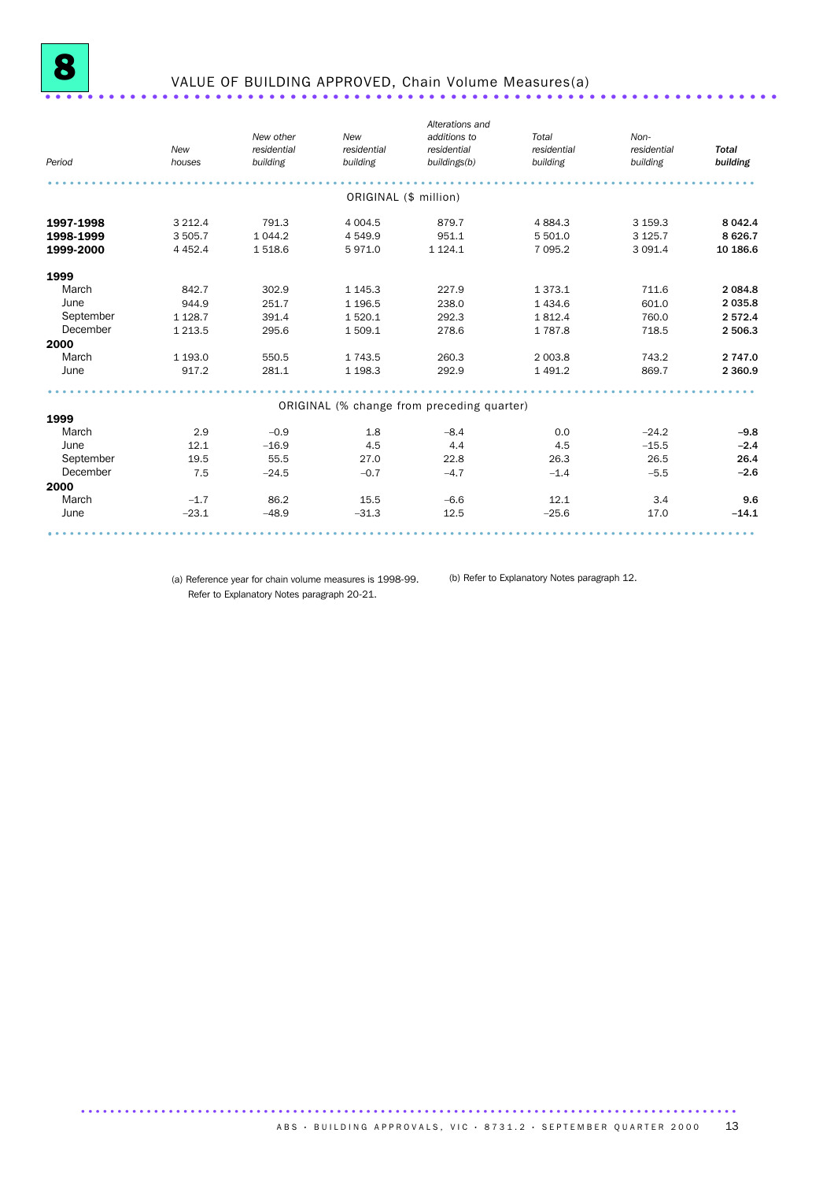# 8 VALUE OF BUILDING APPROVED, Chain Volume Measures(a)

| Period | New houses | New other residential building | New residential building | Alterations and additions to residential buildings(b) | Total residential building | Non-residential building | **Total building** |
|---|---|---|---|---|---|---|---|
| | | | | ORIGINAL ($ million) | | | |
| **1997-1998** | 3 212.4 | 791.3 | 4 004.5 | 879.7 | 4 884.3 | 3 159.3 | **8 042.4** |
| **1998-1999** | 3 505.7 | 1 044.2 | 4 549.9 | 951.1 | 5 501.0 | 3 125.7 | **8 626.7** |
| **1999-2000** | 4 452.4 | 1 518.6 | 5 971.0 | 1 124.1 | 7 095.2 | 3 091.4 | **10 186.6** |
| **1999** | | | | | | | |
| March | 842.7 | 302.9 | 1 145.3 | 227.9 | 1 373.1 | 711.6 | **2 084.8** |
| June | 944.9 | 251.7 | 1 196.5 | 238.0 | 1 434.6 | 601.0 | **2 035.8** |
| September | 1 128.7 | 391.4 | 1 520.1 | 292.3 | 1 812.4 | 760.0 | **2 572.4** |
| December | 1 213.5 | 295.6 | 1 509.1 | 278.6 | 1 787.8 | 718.5 | **2 506.3** |
| **2000** | | | | | | | |
| March | 1 193.0 | 550.5 | 1 743.5 | 260.3 | 2 003.8 | 743.2 | **2 747.0** |
| June | 917.2 | 281.1 | 1 198.3 | 292.9 | 1 491.2 | 869.7 | **2 360.9** |
| | | | | ORIGINAL (% change from preceding quarter) | | | |
| **1999** | | | | | | | |
| March | 2.9 | –0.9 | 1.8 | –8.4 | 0.0 | –24.2 | **–9.8** |
| June | 12.1 | –16.9 | 4.5 | 4.4 | 4.5 | –15.5 | **–2.4** |
| September | 19.5 | 55.5 | 27.0 | 22.8 | 26.3 | 26.5 | **26.4** |
| December | 7.5 | –24.5 | –0.7 | –4.7 | –1.4 | –5.5 | **–2.6** |
| **2000** | | | | | | | |
| March | –1.7 | 86.2 | 15.5 | –6.6 | 12.1 | 3.4 | **9.6** |
| June | –23.1 | –48.9 | –31.3 | 12.5 | –25.6 | 17.0 | **–14.1** |

(a) Reference year for chain volume measures is 1998-99. Refer to Explanatory Notes paragraph 20-21.

(b) Refer to Explanatory Notes paragraph 12.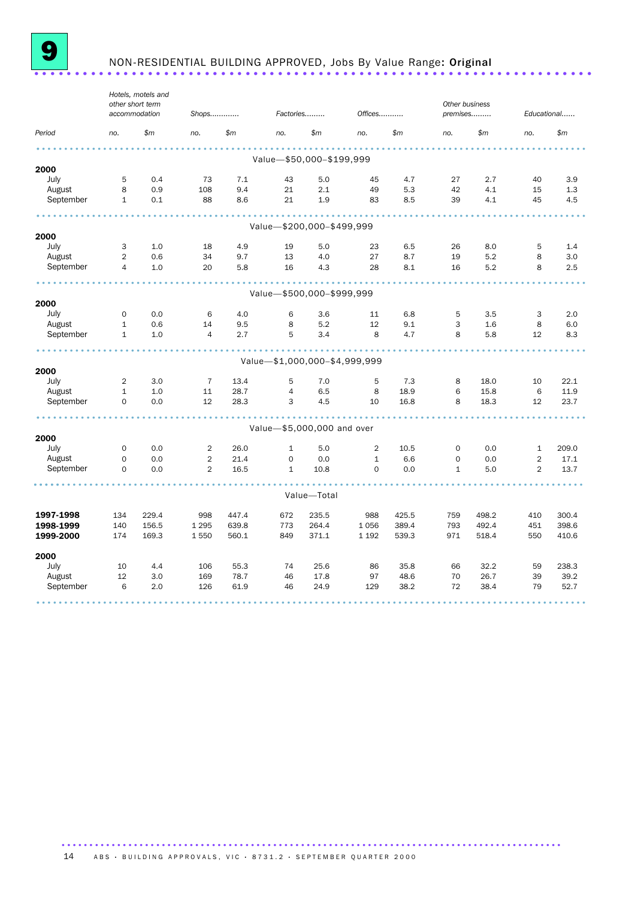## 9 NON-RESIDENTIAL BUILDING APPROVED, Jobs By Value Range: Original

| Period | Hotels, motels and other short term accommodation | | Shops | | Factories | | Offices | | Other business premises | | Educational | |
|---|---|---|---|---|---|---|---|---|---|---|---|---|
| | no. | $m | no. | $m | no. | $m | no. | $m | no. | $m | no. | $m |
| **Value—$50,000–$199,999** | | | | | | | | | | | | |
| **2000** | | | | | | | | | | | | |
| July | 5 | 0.4 | 73 | 7.1 | 43 | 5.0 | 45 | 4.7 | 27 | 2.7 | 40 | 3.9 |
| August | 8 | 0.9 | 108 | 9.4 | 21 | 2.1 | 49 | 5.3 | 42 | 4.1 | 15 | 1.3 |
| September | 1 | 0.1 | 88 | 8.6 | 21 | 1.9 | 83 | 8.5 | 39 | 4.1 | 45 | 4.5 |
| **Value—$200,000–$499,999** | | | | | | | | | | | | |
| **2000** | | | | | | | | | | | | |
| July | 3 | 1.0 | 18 | 4.9 | 19 | 5.0 | 23 | 6.5 | 26 | 8.0 | 5 | 1.4 |
| August | 2 | 0.6 | 34 | 9.7 | 13 | 4.0 | 27 | 8.7 | 19 | 5.2 | 8 | 3.0 |
| September | 4 | 1.0 | 20 | 5.8 | 16 | 4.3 | 28 | 8.1 | 16 | 5.2 | 8 | 2.5 |
| **Value—$500,000–$999,999** | | | | | | | | | | | | |
| **2000** | | | | | | | | | | | | |
| July | 0 | 0.0 | 6 | 4.0 | 6 | 3.6 | 11 | 6.8 | 5 | 3.5 | 3 | 2.0 |
| August | 1 | 0.6 | 14 | 9.5 | 8 | 5.2 | 12 | 9.1 | 3 | 1.6 | 8 | 6.0 |
| September | 1 | 1.0 | 4 | 2.7 | 5 | 3.4 | 8 | 4.7 | 8 | 5.8 | 12 | 8.3 |
| **Value—$1,000,000–$4,999,999** | | | | | | | | | | | | |
| **2000** | | | | | | | | | | | | |
| July | 2 | 3.0 | 7 | 13.4 | 5 | 7.0 | 5 | 7.3 | 8 | 18.0 | 10 | 22.1 |
| August | 1 | 1.0 | 11 | 28.7 | 4 | 6.5 | 8 | 18.9 | 6 | 15.8 | 6 | 11.9 |
| September | 0 | 0.0 | 12 | 28.3 | 3 | 4.5 | 10 | 16.8 | 8 | 18.3 | 12 | 23.7 |
| **Value—$5,000,000 and over** | | | | | | | | | | | | |
| **2000** | | | | | | | | | | | | |
| July | 0 | 0.0 | 2 | 26.0 | 1 | 5.0 | 2 | 10.5 | 0 | 0.0 | 1 | 209.0 |
| August | 0 | 0.0 | 2 | 21.4 | 0 | 0.0 | 1 | 6.6 | 0 | 0.0 | 2 | 17.1 |
| September | 0 | 0.0 | 2 | 16.5 | 1 | 10.8 | 0 | 0.0 | 1 | 5.0 | 2 | 13.7 |
| **Value—Total** | | | | | | | | | | | | |
| **1997-1998** | 134 | 229.4 | 998 | 447.4 | 672 | 235.5 | 988 | 425.5 | 759 | 498.2 | 410 | 300.4 |
| **1998-1999** | 140 | 156.5 | 1 295 | 639.8 | 773 | 264.4 | 1 056 | 389.4 | 793 | 492.4 | 451 | 398.6 |
| **1999-2000** | 174 | 169.3 | 1 550 | 560.1 | 849 | 371.1 | 1 192 | 539.3 | 971 | 518.4 | 550 | 410.6 |
| **2000** | | | | | | | | | | | | |
| July | 10 | 4.4 | 106 | 55.3 | 74 | 25.6 | 86 | 35.8 | 66 | 32.2 | 59 | 238.3 |
| August | 12 | 3.0 | 169 | 78.7 | 46 | 17.8 | 97 | 48.6 | 70 | 26.7 | 39 | 39.2 |
| September | 6 | 2.0 | 126 | 61.9 | 46 | 24.9 | 129 | 38.2 | 72 | 38.4 | 79 | 52.7 |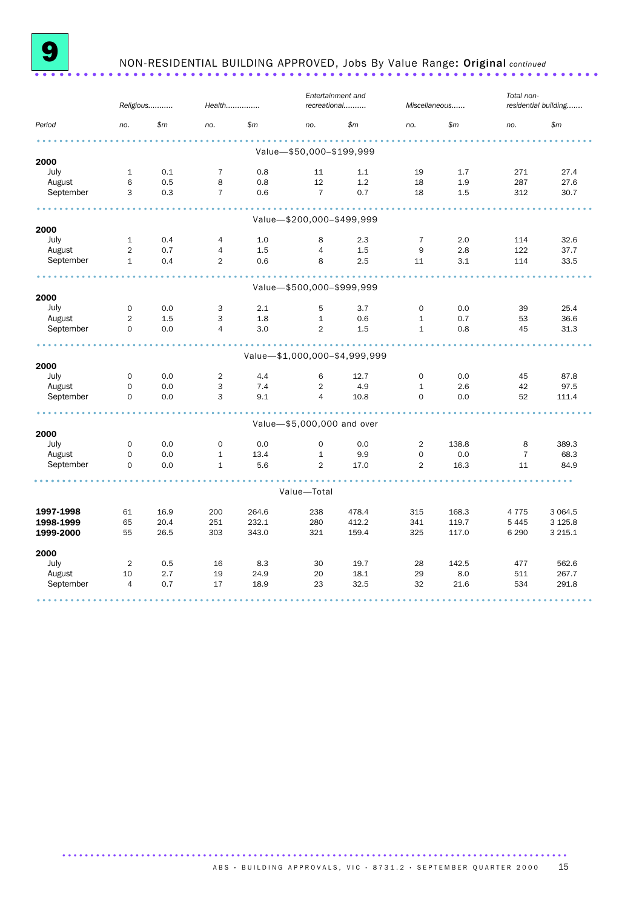# 9 NON-RESIDENTIAL BUILDING APPROVED, Jobs By Value Range: **Original** *continued*

| Period | *Religious* | | *Health* | | *Entertainment and recreational* | | *Miscellaneous* | | *Total non-residential building* | |
|---|---|---|---|---|---|---|---|---|---|---|
| | *no.* | *$m* | *no.* | *$m* | *no.* | *$m* | *no.* | *$m* | *no.* | *$m* |
| **Value—$50,000–$199,999** | | | | | | | | | | |
| **2000** | | | | | | | | | | |
| July | 1 | 0.1 | 7 | 0.8 | 11 | 1.1 | 19 | 1.7 | 271 | 27.4 |
| August | 6 | 0.5 | 8 | 0.8 | 12 | 1.2 | 18 | 1.9 | 287 | 27.6 |
| September | 3 | 0.3 | 7 | 0.6 | 7 | 0.7 | 18 | 1.5 | 312 | 30.7 |
| **Value—$200,000–$499,999** | | | | | | | | | | |
| **2000** | | | | | | | | | | |
| July | 1 | 0.4 | 4 | 1.0 | 8 | 2.3 | 7 | 2.0 | 114 | 32.6 |
| August | 2 | 0.7 | 4 | 1.5 | 4 | 1.5 | 9 | 2.8 | 122 | 37.7 |
| September | 1 | 0.4 | 2 | 0.6 | 8 | 2.5 | 11 | 3.1 | 114 | 33.5 |
| **Value—$500,000–$999,999** | | | | | | | | | | |
| **2000** | | | | | | | | | | |
| July | 0 | 0.0 | 3 | 2.1 | 5 | 3.7 | 0 | 0.0 | 39 | 25.4 |
| August | 2 | 1.5 | 3 | 1.8 | 1 | 0.6 | 1 | 0.7 | 53 | 36.6 |
| September | 0 | 0.0 | 4 | 3.0 | 2 | 1.5 | 1 | 0.8 | 45 | 31.3 |
| **Value—$1,000,000–$4,999,999** | | | | | | | | | | |
| **2000** | | | | | | | | | | |
| July | 0 | 0.0 | 2 | 4.4 | 6 | 12.7 | 0 | 0.0 | 45 | 87.8 |
| August | 0 | 0.0 | 3 | 7.4 | 2 | 4.9 | 1 | 2.6 | 42 | 97.5 |
| September | 0 | 0.0 | 3 | 9.1 | 4 | 10.8 | 0 | 0.0 | 52 | 111.4 |
| **Value—$5,000,000 and over** | | | | | | | | | | |
| **2000** | | | | | | | | | | |
| July | 0 | 0.0 | 0 | 0.0 | 0 | 0.0 | 2 | 138.8 | 8 | 389.3 |
| August | 0 | 0.0 | 1 | 13.4 | 1 | 9.9 | 0 | 0.0 | 7 | 68.3 |
| September | 0 | 0.0 | 1 | 5.6 | 2 | 17.0 | 2 | 16.3 | 11 | 84.9 |
| **Value—Total** | | | | | | | | | | |
| **1997-1998** | 61 | 16.9 | 200 | 264.6 | 238 | 478.4 | 315 | 168.3 | 4 775 | 3 064.5 |
| **1998-1999** | 65 | 20.4 | 251 | 232.1 | 280 | 412.2 | 341 | 119.7 | 5 445 | 3 125.8 |
| **1999-2000** | 55 | 26.5 | 303 | 343.0 | 321 | 159.4 | 325 | 117.0 | 6 290 | 3 215.1 |
| **2000** | | | | | | | | | | |
| July | 2 | 0.5 | 16 | 8.3 | 30 | 19.7 | 28 | 142.5 | 477 | 562.6 |
| August | 10 | 2.7 | 19 | 24.9 | 20 | 18.1 | 29 | 8.0 | 511 | 267.7 |
| September | 4 | 0.7 | 17 | 18.9 | 23 | 32.5 | 32 | 21.6 | 534 | 291.8 |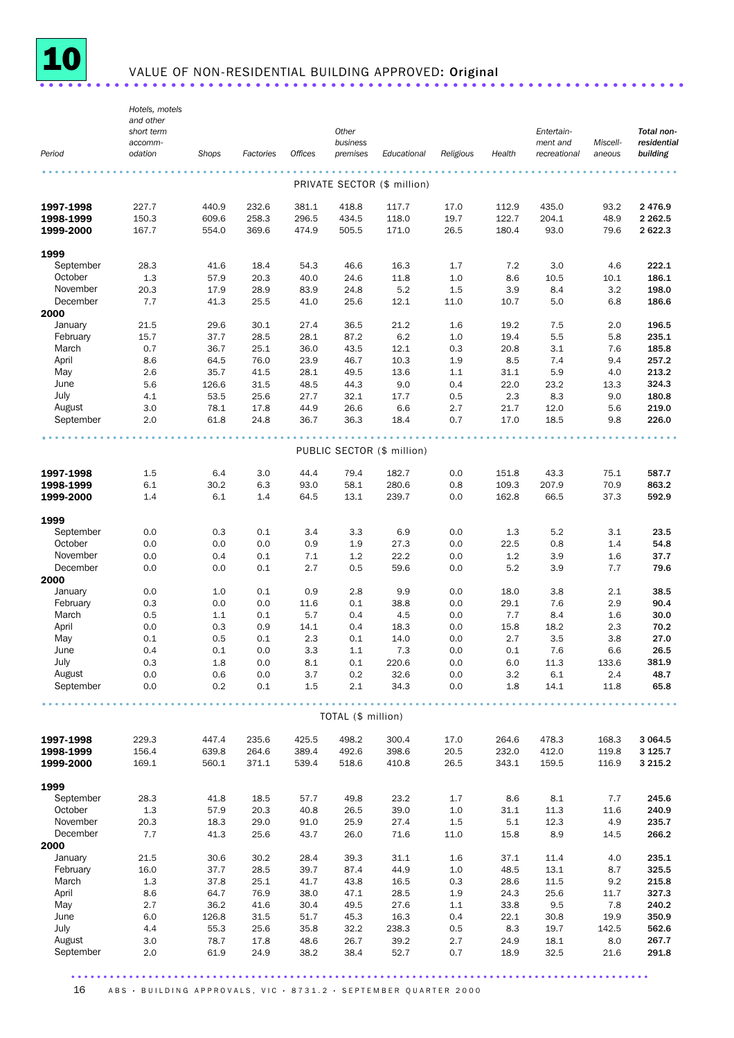# 10 VALUE OF NON-RESIDENTIAL BUILDING APPROVED: Original

| Period | *Hotels, motels and other short term accommodation* | *Shops* | *Factories* | *Offices* | *Other business premises* | *Educational* | *Religious* | *Health* | *Entertainment and recreational* | *Miscellaneous* | *Total non-residential building* |
|---|---|---|---|---|---|---|---|---|---|---|---|
| **PRIVATE SECTOR ($ million)** | | | | | | | | | | | |
| **1997-1998** | 227.7 | 440.9 | 232.6 | 381.1 | 418.8 | 117.7 | 17.0 | 112.9 | 435.0 | 93.2 | **2 476.9** |
| **1998-1999** | 150.3 | 609.6 | 258.3 | 296.5 | 434.5 | 118.0 | 19.7 | 122.7 | 204.1 | 48.9 | **2 262.5** |
| **1999-2000** | 167.7 | 554.0 | 369.6 | 474.9 | 505.5 | 171.0 | 26.5 | 180.4 | 93.0 | 79.6 | **2 622.3** |
| **1999** | | | | | | | | | | | |
| September | 28.3 | 41.6 | 18.4 | 54.3 | 46.6 | 16.3 | 1.7 | 7.2 | 3.0 | 4.6 | **222.1** |
| October | 1.3 | 57.9 | 20.3 | 40.0 | 24.6 | 11.8 | 1.0 | 8.6 | 10.5 | 10.1 | **186.1** |
| November | 20.3 | 17.9 | 28.9 | 83.9 | 24.8 | 5.2 | 1.5 | 3.9 | 8.4 | 3.2 | **198.0** |
| December | 7.7 | 41.3 | 25.5 | 41.0 | 25.6 | 12.1 | 11.0 | 10.7 | 5.0 | 6.8 | **186.6** |
| **2000** | | | | | | | | | | | |
| January | 21.5 | 29.6 | 30.1 | 27.4 | 36.5 | 21.2 | 1.6 | 19.2 | 7.5 | 2.0 | **196.5** |
| February | 15.7 | 37.7 | 28.5 | 28.1 | 87.2 | 6.2 | 1.0 | 19.4 | 5.5 | 5.8 | **235.1** |
| March | 0.7 | 36.7 | 25.1 | 36.0 | 43.5 | 12.1 | 0.3 | 20.8 | 3.1 | 7.6 | **185.8** |
| April | 8.6 | 64.5 | 76.0 | 23.9 | 46.7 | 10.3 | 1.9 | 8.5 | 7.4 | 9.4 | **257.2** |
| May | 2.6 | 35.7 | 41.5 | 28.1 | 49.5 | 13.6 | 1.1 | 31.1 | 5.9 | 4.0 | **213.2** |
| June | 5.6 | 126.6 | 31.5 | 48.5 | 44.3 | 9.0 | 0.4 | 22.0 | 23.2 | 13.3 | **324.3** |
| July | 4.1 | 53.5 | 25.6 | 27.7 | 32.1 | 17.7 | 0.5 | 2.3 | 8.3 | 9.0 | **180.8** |
| August | 3.0 | 78.1 | 17.8 | 44.9 | 26.6 | 6.6 | 2.7 | 21.7 | 12.0 | 5.6 | **219.0** |
| September | 2.0 | 61.8 | 24.8 | 36.7 | 36.3 | 18.4 | 0.7 | 17.0 | 18.5 | 9.8 | **226.0** |
| **PUBLIC SECTOR ($ million)** | | | | | | | | | | | |
| **1997-1998** | 1.5 | 6.4 | 3.0 | 44.4 | 79.4 | 182.7 | 0.0 | 151.8 | 43.3 | 75.1 | **587.7** |
| **1998-1999** | 6.1 | 30.2 | 6.3 | 93.0 | 58.1 | 280.6 | 0.8 | 109.3 | 207.9 | 70.9 | **863.2** |
| **1999-2000** | 1.4 | 6.1 | 1.4 | 64.5 | 13.1 | 239.7 | 0.0 | 162.8 | 66.5 | 37.3 | **592.9** |
| **1999** | | | | | | | | | | | |
| September | 0.0 | 0.3 | 0.1 | 3.4 | 3.3 | 6.9 | 0.0 | 1.3 | 5.2 | 3.1 | **23.5** |
| October | 0.0 | 0.0 | 0.0 | 0.9 | 1.9 | 27.3 | 0.0 | 22.5 | 0.8 | 1.4 | **54.8** |
| November | 0.0 | 0.4 | 0.1 | 7.1 | 1.2 | 22.2 | 0.0 | 1.2 | 3.9 | 1.6 | **37.7** |
| December | 0.0 | 0.0 | 0.1 | 2.7 | 0.5 | 59.6 | 0.0 | 5.2 | 3.9 | 7.7 | **79.6** |
| **2000** | | | | | | | | | | | |
| January | 0.0 | 1.0 | 0.1 | 0.9 | 2.8 | 9.9 | 0.0 | 18.0 | 3.8 | 2.1 | **38.5** |
| February | 0.3 | 0.0 | 0.0 | 11.6 | 0.1 | 38.8 | 0.0 | 29.1 | 7.6 | 2.9 | **90.4** |
| March | 0.5 | 1.1 | 0.1 | 5.7 | 0.4 | 4.5 | 0.0 | 7.7 | 8.4 | 1.6 | **30.0** |
| April | 0.0 | 0.3 | 0.9 | 14.1 | 0.4 | 18.3 | 0.0 | 15.8 | 18.2 | 2.3 | **70.2** |
| May | 0.1 | 0.5 | 0.1 | 2.3 | 0.1 | 14.0 | 0.0 | 2.7 | 3.5 | 3.8 | **27.0** |
| June | 0.4 | 0.1 | 0.0 | 3.3 | 1.1 | 7.3 | 0.0 | 0.1 | 7.6 | 6.6 | **26.5** |
| July | 0.3 | 1.8 | 0.0 | 8.1 | 0.1 | 220.6 | 0.0 | 6.0 | 11.3 | 133.6 | **381.9** |
| August | 0.0 | 0.6 | 0.0 | 3.7 | 0.2 | 32.6 | 0.0 | 3.2 | 6.1 | 2.4 | **48.7** |
| September | 0.0 | 0.2 | 0.1 | 1.5 | 2.1 | 34.3 | 0.0 | 1.8 | 14.1 | 11.8 | **65.8** |
| **TOTAL ($ million)** | | | | | | | | | | | |
| **1997-1998** | 229.3 | 447.4 | 235.6 | 425.5 | 498.2 | 300.4 | 17.0 | 264.6 | 478.3 | 168.3 | **3 064.5** |
| **1998-1999** | 156.4 | 639.8 | 264.6 | 389.4 | 492.6 | 398.6 | 20.5 | 232.0 | 412.0 | 119.8 | **3 125.7** |
| **1999-2000** | 169.1 | 560.1 | 371.1 | 539.4 | 518.6 | 410.8 | 26.5 | 343.1 | 159.5 | 116.9 | **3 215.2** |
| **1999** | | | | | | | | | | | |
| September | 28.3 | 41.8 | 18.5 | 57.7 | 49.8 | 23.2 | 1.7 | 8.6 | 8.1 | 7.7 | **245.6** |
| October | 1.3 | 57.9 | 20.3 | 40.8 | 26.5 | 39.0 | 1.0 | 31.1 | 11.3 | 11.6 | **240.9** |
| November | 20.3 | 18.3 | 29.0 | 91.0 | 25.9 | 27.4 | 1.5 | 5.1 | 12.3 | 4.9 | **235.7** |
| December | 7.7 | 41.3 | 25.6 | 43.7 | 26.0 | 71.6 | 11.0 | 15.8 | 8.9 | 14.5 | **266.2** |
| **2000** | | | | | | | | | | | |
| January | 21.5 | 30.6 | 30.2 | 28.4 | 39.3 | 31.1 | 1.6 | 37.1 | 11.4 | 4.0 | **235.1** |
| February | 16.0 | 37.7 | 28.5 | 39.7 | 87.4 | 44.9 | 1.0 | 48.5 | 13.1 | 8.7 | **325.5** |
| March | 1.3 | 37.8 | 25.1 | 41.7 | 43.8 | 16.5 | 0.3 | 28.6 | 11.5 | 9.2 | **215.8** |
| April | 8.6 | 64.7 | 76.9 | 38.0 | 47.1 | 28.5 | 1.9 | 24.3 | 25.6 | 11.7 | **327.3** |
| May | 2.7 | 36.2 | 41.6 | 30.4 | 49.5 | 27.6 | 1.1 | 33.8 | 9.5 | 7.8 | **240.2** |
| June | 6.0 | 126.8 | 31.5 | 51.7 | 45.3 | 16.3 | 0.4 | 22.1 | 30.8 | 19.9 | **350.9** |
| July | 4.4 | 55.3 | 25.6 | 35.8 | 32.2 | 238.3 | 0.5 | 8.3 | 19.7 | 142.5 | **562.6** |
| August | 3.0 | 78.7 | 17.8 | 48.6 | 26.7 | 39.2 | 2.7 | 24.9 | 18.1 | 8.0 | **267.7** |
| September | 2.0 | 61.9 | 24.9 | 38.2 | 38.4 | 52.7 | 0.7 | 18.9 | 32.5 | 21.6 | **291.8** |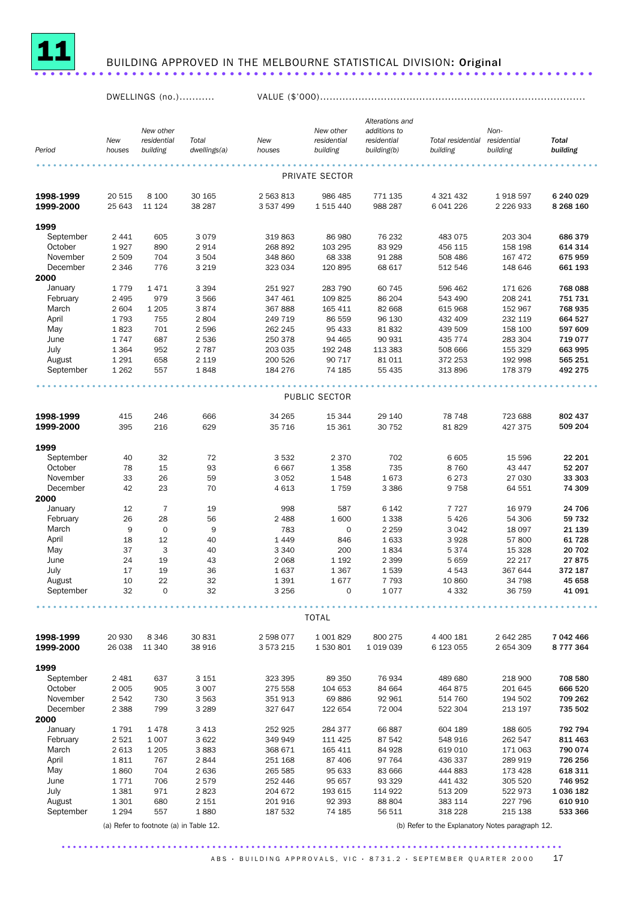# 11 BUILDING APPROVED IN THE MELBOURNE STATISTICAL DIVISION: Original

| Period | DWELLINGS (no.) | | | VALUE ($'000) | | | | | |
|---|---|---|---|---|---|---|---|---|---|
| | New houses | New other residential building | Total dwellings(a) | New houses | New other residential building | Alterations and additions to residential building(b) | Total residential building | Non-residential building | Total building |
| **PRIVATE SECTOR** | | | | | | | | | |
| **1998-1999** | 20 515 | 8 100 | 30 165 | 2 563 813 | 986 485 | 771 135 | 4 321 432 | 1 918 597 | **6 240 029** |
| **1999-2000** | 25 643 | 11 124 | 38 287 | 3 537 499 | 1 515 440 | 988 287 | 6 041 226 | 2 226 933 | **8 268 160** |
| **1999** | | | | | | | | | |
| September | 2 441 | 605 | 3 079 | 319 863 | 86 980 | 76 232 | 483 075 | 203 304 | **686 379** |
| October | 1 927 | 890 | 2 914 | 268 892 | 103 295 | 83 929 | 456 115 | 158 198 | **614 314** |
| November | 2 509 | 704 | 3 504 | 348 860 | 68 338 | 91 288 | 508 486 | 167 472 | **675 959** |
| December | 2 346 | 776 | 3 219 | 323 034 | 120 895 | 68 617 | 512 546 | 148 646 | **661 193** |
| **2000** | | | | | | | | | |
| January | 1 779 | 1 471 | 3 394 | 251 927 | 283 790 | 60 745 | 596 462 | 171 626 | **768 088** |
| February | 2 495 | 979 | 3 566 | 347 461 | 109 825 | 86 204 | 543 490 | 208 241 | **751 731** |
| March | 2 604 | 1 205 | 3 874 | 367 888 | 165 411 | 82 668 | 615 968 | 152 967 | **768 935** |
| April | 1 793 | 755 | 2 804 | 249 719 | 86 559 | 96 130 | 432 409 | 232 119 | **664 527** |
| May | 1 823 | 701 | 2 596 | 262 245 | 95 433 | 81 832 | 439 509 | 158 100 | **597 609** |
| June | 1 747 | 687 | 2 536 | 250 378 | 94 465 | 90 931 | 435 774 | 283 304 | **719 077** |
| July | 1 364 | 952 | 2 787 | 203 035 | 192 248 | 113 383 | 508 666 | 155 329 | **663 995** |
| August | 1 291 | 658 | 2 119 | 200 526 | 90 717 | 81 011 | 372 253 | 192 998 | **565 251** |
| September | 1 262 | 557 | 1 848 | 184 276 | 74 185 | 55 435 | 313 896 | 178 379 | **492 275** |
| **PUBLIC SECTOR** | | | | | | | | | |
| **1998-1999** | 415 | 246 | 666 | 34 265 | 15 344 | 29 140 | 78 748 | 723 688 | **802 437** |
| **1999-2000** | 395 | 216 | 629 | 35 716 | 15 361 | 30 752 | 81 829 | 427 375 | **509 204** |
| **1999** | | | | | | | | | |
| September | 40 | 32 | 72 | 3 532 | 2 370 | 702 | 6 605 | 15 596 | **22 201** |
| October | 78 | 15 | 93 | 6 667 | 1 358 | 735 | 8 760 | 43 447 | **52 207** |
| November | 33 | 26 | 59 | 3 052 | 1 548 | 1 673 | 6 273 | 27 030 | **33 303** |
| December | 42 | 23 | 70 | 4 613 | 1 759 | 3 386 | 9 758 | 64 551 | **74 309** |
| **2000** | | | | | | | | | |
| January | 12 | 7 | 19 | 998 | 587 | 6 142 | 7 727 | 16 979 | **24 706** |
| February | 26 | 28 | 56 | 2 488 | 1 600 | 1 338 | 5 426 | 54 306 | **59 732** |
| March | 9 | 0 | 9 | 783 | 0 | 2 259 | 3 042 | 18 097 | **21 139** |
| April | 18 | 12 | 40 | 1 449 | 846 | 1 633 | 3 928 | 57 800 | **61 728** |
| May | 37 | 3 | 40 | 3 340 | 200 | 1 834 | 5 374 | 15 328 | **20 702** |
| June | 24 | 19 | 43 | 2 068 | 1 192 | 2 399 | 5 659 | 22 217 | **27 875** |
| July | 17 | 19 | 36 | 1 637 | 1 367 | 1 539 | 4 543 | 367 644 | **372 187** |
| August | 10 | 22 | 32 | 1 391 | 1 677 | 7 793 | 10 860 | 34 798 | **45 658** |
| September | 32 | 0 | 32 | 3 256 | 0 | 1 077 | 4 332 | 36 759 | **41 091** |
| **TOTAL** | | | | | | | | | |
| **1998-1999** | 20 930 | 8 346 | 30 831 | 2 598 077 | 1 001 829 | 800 275 | 4 400 181 | 2 642 285 | **7 042 466** |
| **1999-2000** | 26 038 | 11 340 | 38 916 | 3 573 215 | 1 530 801 | 1 019 039 | 6 123 055 | 2 654 309 | **8 777 364** |
| **1999** | | | | | | | | | |
| September | 2 481 | 637 | 3 151 | 323 395 | 89 350 | 76 934 | 489 680 | 218 900 | **708 580** |
| October | 2 005 | 905 | 3 007 | 275 558 | 104 653 | 84 664 | 464 875 | 201 645 | **666 520** |
| November | 2 542 | 730 | 3 563 | 351 913 | 69 886 | 92 961 | 514 760 | 194 502 | **709 262** |
| December | 2 388 | 799 | 3 289 | 327 647 | 122 654 | 72 004 | 522 304 | 213 197 | **735 502** |
| **2000** | | | | | | | | | |
| January | 1 791 | 1 478 | 3 413 | 252 925 | 284 377 | 66 887 | 604 189 | 188 605 | **792 794** |
| February | 2 521 | 1 007 | 3 622 | 349 949 | 111 425 | 87 542 | 548 916 | 262 547 | **811 463** |
| March | 2 613 | 1 205 | 3 883 | 368 671 | 165 411 | 84 928 | 619 010 | 171 063 | **790 074** |
| April | 1 811 | 767 | 2 844 | 251 168 | 87 406 | 97 764 | 436 337 | 289 919 | **726 256** |
| May | 1 860 | 704 | 2 636 | 265 585 | 95 633 | 83 666 | 444 883 | 173 428 | **618 311** |
| June | 1 771 | 706 | 2 579 | 252 446 | 95 657 | 93 329 | 441 432 | 305 520 | **746 952** |
| July | 1 381 | 971 | 2 823 | 204 672 | 193 615 | 114 922 | 513 209 | 522 973 | **1 036 182** |
| August | 1 301 | 680 | 2 151 | 201 916 | 92 393 | 88 804 | 383 114 | 227 796 | **610 910** |
| September | 1 294 | 557 | 1 880 | 187 532 | 74 185 | 56 511 | 318 228 | 215 138 | **533 366** |

(a) Refer to footnote (a) in Table 12.

(b) Refer to the Explanatory Notes paragraph 12.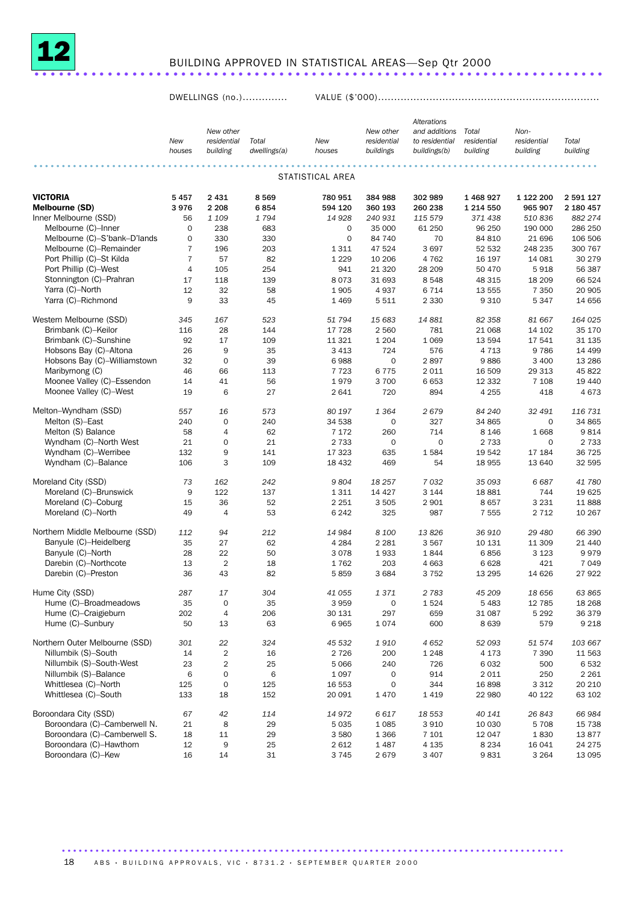# 12 BUILDING APPROVED IN STATISTICAL AREAS—Sep Qtr 2000

| | DWELLINGS (no.) | | | VALUE ($'000) | | | | | |
|---|---|---|---|---|---|---|---|---|---|
| | *New houses* | *New other residential building* | *Total dwellings(a)* | *New houses* | *New other residential buildings* | *Alterations and additions to residential buildings(b)* | *Total residential building* | *Non-residential building* | *Total building* |
| | | | | STATISTICAL AREA | | | | | |
| **VICTORIA** | **5 457** | **2 431** | **8 569** | **780 951** | **384 988** | **302 989** | **1 468 927** | **1 122 200** | **2 591 127** |
| **Melbourne (SD)** | **3 976** | **2 208** | **6 854** | **594 120** | **360 193** | **260 238** | **1 214 550** | **965 907** | **2 180 457** |
| Inner Melbourne (SSD) | 56 | *1 109* | *1 794* | *14 928* | *240 931* | *115 579* | *371 438* | *510 836* | *882 274* |
| Melbourne (C)–Inner | 0 | 238 | 683 | 0 | 35 000 | 61 250 | 96 250 | 190 000 | 286 250 |
| Melbourne (C)–S'bank–D'lands | 0 | 330 | 330 | 0 | 84 740 | 70 | 84 810 | 21 696 | 106 506 |
| Melbourne (C)–Remainder | 7 | 196 | 203 | 1 311 | 47 524 | 3 697 | 52 532 | 248 235 | 300 767 |
| Port Phillip (C)–St Kilda | 7 | 57 | 82 | 1 229 | 10 206 | 4 762 | 16 197 | 14 081 | 30 279 |
| Port Phillip (C)–West | 4 | 105 | 254 | 941 | 21 320 | 28 209 | 50 470 | 5 918 | 56 387 |
| Stonnington (C)–Prahran | 17 | 118 | 139 | 8 073 | 31 693 | 8 548 | 48 315 | 18 209 | 66 524 |
| Yarra (C)–North | 12 | 32 | 58 | 1 905 | 4 937 | 6 714 | 13 555 | 7 350 | 20 905 |
| Yarra (C)–Richmond | 9 | 33 | 45 | 1 469 | 5 511 | 2 330 | 9 310 | 5 347 | 14 656 |
| Western Melbourne (SSD) | *345* | *167* | *523* | *51 794* | *15 683* | *14 881* | *82 358* | *81 667* | *164 025* |
| Brimbank (C)–Keilor | 116 | 28 | 144 | 17 728 | 2 560 | 781 | 21 068 | 14 102 | 35 170 |
| Brimbank (C)–Sunshine | 92 | 17 | 109 | 11 321 | 1 204 | 1 069 | 13 594 | 17 541 | 31 135 |
| Hobsons Bay (C)–Altona | 26 | 9 | 35 | 3 413 | 724 | 576 | 4 713 | 9 786 | 14 499 |
| Hobsons Bay (C)–Williamstown | 32 | 0 | 39 | 6 988 | 0 | 2 897 | 9 886 | 3 400 | 13 286 |
| Maribyrnong (C) | 46 | 66 | 113 | 7 723 | 6 775 | 2 011 | 16 509 | 29 313 | 45 822 |
| Moonee Valley (C)–Essendon | 14 | 41 | 56 | 1 979 | 3 700 | 6 653 | 12 332 | 7 108 | 19 440 |
| Moonee Valley (C)–West | 19 | 6 | 27 | 2 641 | 720 | 894 | 4 255 | 418 | 4 673 |
| Melton–Wyndham (SSD) | *557* | *16* | *573* | *80 197* | *1 364* | *2 679* | *84 240* | *32 491* | *116 731* |
| Melton (S)–East | 240 | 0 | 240 | 34 538 | 0 | 327 | 34 865 | 0 | 34 865 |
| Melton (S) Balance | 58 | 4 | 62 | 7 172 | 260 | 714 | 8 146 | 1 668 | 9 814 |
| Wyndham (C)–North West | 21 | 0 | 21 | 2 733 | 0 | 0 | 2 733 | 0 | 2 733 |
| Wyndham (C)–Werribee | 132 | 9 | 141 | 17 323 | 635 | 1 584 | 19 542 | 17 184 | 36 725 |
| Wyndham (C)–Balance | 106 | 3 | 109 | 18 432 | 469 | 54 | 18 955 | 13 640 | 32 595 |
| Moreland City (SSD) | *73* | *162* | *242* | *9 804* | *18 257* | *7 032* | *35 093* | *6 687* | *41 780* |
| Moreland (C)–Brunswick | 9 | 122 | 137 | 1 311 | 14 427 | 3 144 | 18 881 | 744 | 19 625 |
| Moreland (C)–Coburg | 15 | 36 | 52 | 2 251 | 3 505 | 2 901 | 8 657 | 3 231 | 11 888 |
| Moreland (C)–North | 49 | 4 | 53 | 6 242 | 325 | 987 | 7 555 | 2 712 | 10 267 |
| Northern Middle Melbourne (SSD) | *112* | *94* | *212* | *14 984* | *8 100* | *13 826* | *36 910* | *29 480* | *66 390* |
| Banyule (C)–Heidelberg | 35 | 27 | 62 | 4 284 | 2 281 | 3 567 | 10 131 | 11 309 | 21 440 |
| Banyule (C)–North | 28 | 22 | 50 | 3 078 | 1 933 | 1 844 | 6 856 | 3 123 | 9 979 |
| Darebin (C)–Northcote | 13 | 2 | 18 | 1 762 | 203 | 4 663 | 6 628 | 421 | 7 049 |
| Darebin (C)–Preston | 36 | 43 | 82 | 5 859 | 3 684 | 3 752 | 13 295 | 14 626 | 27 922 |
| Hume City (SSD) | *287* | *17* | *304* | *41 055* | *1 371* | *2 783* | *45 209* | *18 656* | *63 865* |
| Hume (C)–Broadmeadows | 35 | 0 | 35 | 3 959 | 0 | 1 524 | 5 483 | 12 785 | 18 268 |
| Hume (C)–Craigieburn | 202 | 4 | 206 | 30 131 | 297 | 659 | 31 087 | 5 292 | 36 379 |
| Hume (C)–Sunbury | 50 | 13 | 63 | 6 965 | 1 074 | 600 | 8 639 | 579 | 9 218 |
| Northern Outer Melbourne (SSD) | *301* | *22* | *324* | *45 532* | *1 910* | *4 652* | *52 093* | *51 574* | *103 667* |
| Nillumbik (S)–South | 14 | 2 | 16 | 2 726 | 200 | 1 248 | 4 173 | 7 390 | 11 563 |
| Nillumbik (S)–South-West | 23 | 2 | 25 | 5 066 | 240 | 726 | 6 032 | 500 | 6 532 |
| Nillumbik (S)–Balance | 6 | 0 | 6 | 1 097 | 0 | 914 | 2 011 | 250 | 2 261 |
| Whittlesea (C)–North | 125 | 0 | 125 | 16 553 | 0 | 344 | 16 898 | 3 312 | 20 210 |
| Whittlesea (C)–South | 133 | 18 | 152 | 20 091 | 1 470 | 1 419 | 22 980 | 40 122 | 63 102 |
| Boroondara City (SSD) | *67* | *42* | *114* | *14 972* | *6 617* | *18 553* | *40 141* | *26 843* | *66 984* |
| Boroondara (C)–Camberwell N. | 21 | 8 | 29 | 5 035 | 1 085 | 3 910 | 10 030 | 5 708 | 15 738 |
| Boroondara (C)–Camberwell S. | 18 | 11 | 29 | 3 580 | 1 366 | 7 101 | 12 047 | 1 830 | 13 877 |
| Boroondara (C)–Hawthorn | 12 | 9 | 25 | 2 612 | 1 487 | 4 135 | 8 234 | 16 041 | 24 275 |
| Boroondara (C)–Kew | 16 | 14 | 31 | 3 745 | 2 679 | 3 407 | 9 831 | 3 264 | 13 095 |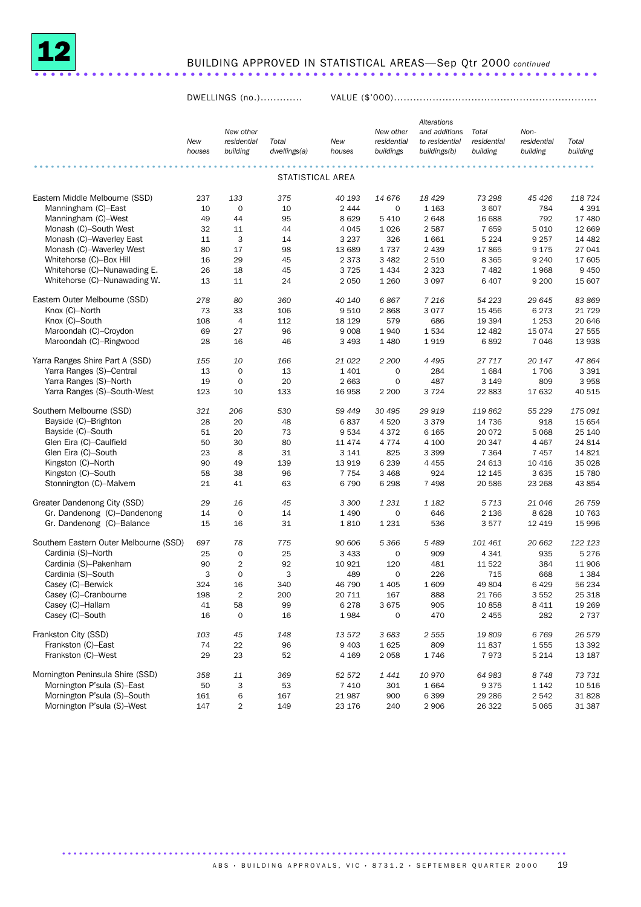# 12 BUILDING APPROVED IN STATISTICAL AREAS—Sep Qtr 2000 *continued*

| | DWELLINGS (no.) | | | VALUE ($'000) | | | | | |
|---|---|---|---|---|---|---|---|---|---|
| | New houses | New other residential building | Total dwellings(a) | New houses | New other residential buildings | Alterations and additions to residential buildings(b) | Total residential building | Non-residential building | Total building |
| **STATISTICAL AREA** | | | | | | | | | |
| Eastern Middle Melbourne (SSD) | 237 | *133* | *375* | *40 193* | *14 676* | *18 429* | *73 298* | *45 426* | *118 724* |
| Manningham (C)–East | 10 | 0 | 10 | 2 444 | 0 | 1 163 | 3 607 | 784 | 4 391 |
| Manningham (C)–West | 49 | 44 | 95 | 8 629 | 5 410 | 2 648 | 16 688 | 792 | 17 480 |
| Monash (C)–South West | 32 | 11 | 44 | 4 045 | 1 026 | 2 587 | 7 659 | 5 010 | 12 669 |
| Monash (C)–Waverley East | 11 | 3 | 14 | 3 237 | 326 | 1 661 | 5 224 | 9 257 | 14 482 |
| Monash (C)–Waverley West | 80 | 17 | 98 | 13 689 | 1 737 | 2 439 | 17 865 | 9 175 | 27 041 |
| Whitehorse (C)–Box Hill | 16 | 29 | 45 | 2 373 | 3 482 | 2 510 | 8 365 | 9 240 | 17 605 |
| Whitehorse (C)–Nunawading E. | 26 | 18 | 45 | 3 725 | 1 434 | 2 323 | 7 482 | 1 968 | 9 450 |
| Whitehorse (C)–Nunawading W. | 13 | 11 | 24 | 2 050 | 1 260 | 3 097 | 6 407 | 9 200 | 15 607 |
| Eastern Outer Melbourne (SSD) | *278* | *80* | *360* | *40 140* | *6 867* | *7 216* | *54 223* | *29 645* | *83 869* |
| Knox (C)–North | 73 | 33 | 106 | 9 510 | 2 868 | 3 077 | 15 456 | 6 273 | 21 729 |
| Knox (C)–South | 108 | 4 | 112 | 18 129 | 579 | 686 | 19 394 | 1 253 | 20 646 |
| Maroondah (C)–Croydon | 69 | 27 | 96 | 9 008 | 1 940 | 1 534 | 12 482 | 15 074 | 27 555 |
| Maroondah (C)–Ringwood | 28 | 16 | 46 | 3 493 | 1 480 | 1 919 | 6 892 | 7 046 | 13 938 |
| Yarra Ranges Shire Part A (SSD) | *155* | *10* | *166* | *21 022* | *2 200* | *4 495* | *27 717* | *20 147* | *47 864* |
| Yarra Ranges (S)–Central | 13 | 0 | 13 | 1 401 | 0 | 284 | 1 684 | 1 706 | 3 391 |
| Yarra Ranges (S)–North | 19 | 0 | 20 | 2 663 | 0 | 487 | 3 149 | 809 | 3 958 |
| Yarra Ranges (S)–South-West | 123 | 10 | 133 | 16 958 | 2 200 | 3 724 | 22 883 | 17 632 | 40 515 |
| Southern Melbourne (SSD) | *321* | *206* | *530* | *59 449* | *30 495* | *29 919* | *119 862* | *55 229* | *175 091* |
| Bayside (C)–Brighton | 28 | 20 | 48 | 6 837 | 4 520 | 3 379 | 14 736 | 918 | 15 654 |
| Bayside (C)–South | 51 | 20 | 73 | 9 534 | 4 372 | 6 165 | 20 072 | 5 068 | 25 140 |
| Glen Eira (C)–Caulfield | 50 | 30 | 80 | 11 474 | 4 774 | 4 100 | 20 347 | 4 467 | 24 814 |
| Glen Eira (C)–South | 23 | 8 | 31 | 3 141 | 825 | 3 399 | 7 364 | 7 457 | 14 821 |
| Kingston (C)–North | 90 | 49 | 139 | 13 919 | 6 239 | 4 455 | 24 613 | 10 416 | 35 028 |
| Kingston (C)–South | 58 | 38 | 96 | 7 754 | 3 468 | 924 | 12 145 | 3 635 | 15 780 |
| Stonnington (C)–Malvern | 21 | 41 | 63 | 6 790 | 6 298 | 7 498 | 20 586 | 23 268 | 43 854 |
| Greater Dandenong City (SSD) | *29* | *16* | *45* | *3 300* | *1 231* | *1 182* | *5 713* | *21 046* | *26 759* |
| Gr. Dandenong (C)–Dandenong | 14 | 0 | 14 | 1 490 | 0 | 646 | 2 136 | 8 628 | 10 763 |
| Gr. Dandenong (C)–Balance | 15 | 16 | 31 | 1 810 | 1 231 | 536 | 3 577 | 12 419 | 15 996 |
| Southern Eastern Outer Melbourne (SSD) | *697* | *78* | *775* | *90 606* | *5 366* | *5 489* | *101 461* | *20 662* | *122 123* |
| Cardinia (S)–North | 25 | 0 | 25 | 3 433 | 0 | 909 | 4 341 | 935 | 5 276 |
| Cardinia (S)–Pakenham | 90 | 2 | 92 | 10 921 | 120 | 481 | 11 522 | 384 | 11 906 |
| Cardinia (S)–South | 3 | 0 | 3 | 489 | 0 | 226 | 715 | 668 | 1 384 |
| Casey (C)–Berwick | 324 | 16 | 340 | 46 790 | 1 405 | 1 609 | 49 804 | 6 429 | 56 234 |
| Casey (C)–Cranbourne | 198 | 2 | 200 | 20 711 | 167 | 888 | 21 766 | 3 552 | 25 318 |
| Casey (C)–Hallam | 41 | 58 | 99 | 6 278 | 3 675 | 905 | 10 858 | 8 411 | 19 269 |
| Casey (C)–South | 16 | 0 | 16 | 1 984 | 0 | 470 | 2 455 | 282 | 2 737 |
| Frankston City (SSD) | *103* | *45* | *148* | *13 572* | *3 683* | *2 555* | *19 809* | *6 769* | *26 579* |
| Frankston (C)–East | 74 | 22 | 96 | 9 403 | 1 625 | 809 | 11 837 | 1 555 | 13 392 |
| Frankston (C)–West | 29 | 23 | 52 | 4 169 | 2 058 | 1 746 | 7 973 | 5 214 | 13 187 |
| Mornington Peninsula Shire (SSD) | *358* | *11* | *369* | *52 572* | *1 441* | *10 970* | *64 983* | *8 748* | *73 731* |
| Mornington P'sula (S)–East | 50 | 3 | 53 | 7 410 | 301 | 1 664 | 9 375 | 1 142 | 10 516 |
| Mornington P'sula (S)–South | 161 | 6 | 167 | 21 987 | 900 | 6 399 | 29 286 | 2 542 | 31 828 |
| Mornington P'sula (S)–West | 147 | 2 | 149 | 23 176 | 240 | 2 906 | 26 322 | 5 065 | 31 387 |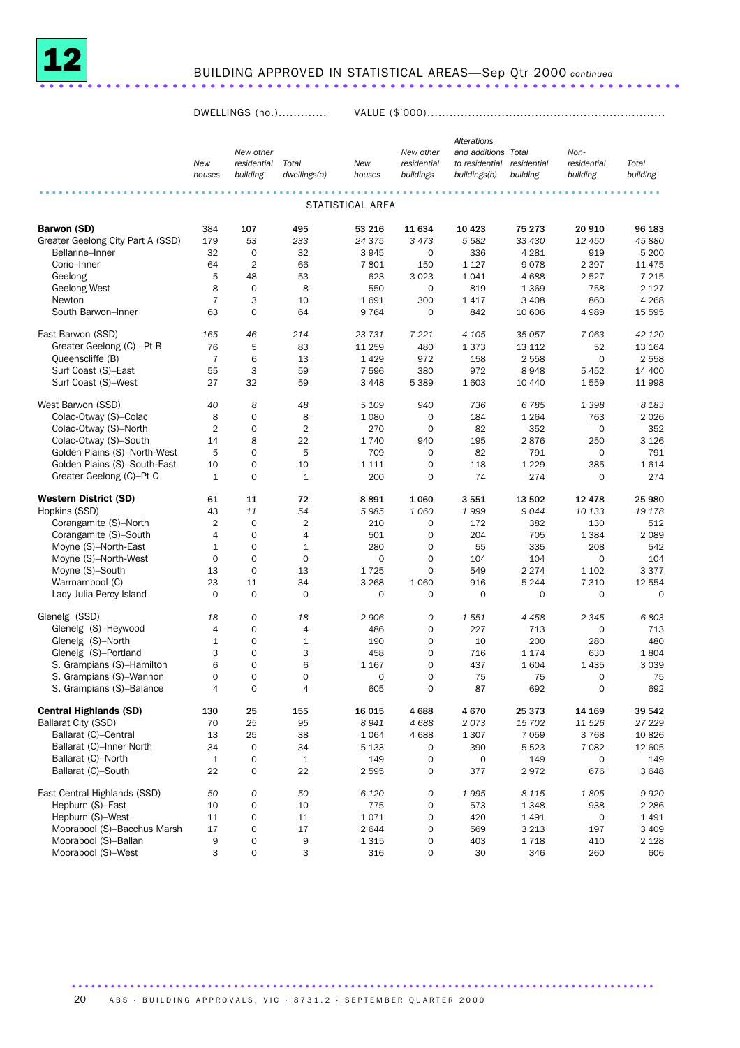# 12 BUILDING APPROVED IN STATISTICAL AREAS—Sep Qtr 2000 *continued*

| | DWELLINGS (no.) | | | VALUE ($'000) | | | | | |
|---|---|---|---|---|---|---|---|---|---|
| | *New houses* | *New other residential building* | *Total dwellings(a)* | *New houses* | *New other residential buildings* | *Alterations and additions to residential buildings(b)* | *Total residential building* | *Non-residential building* | *Total building* |
| | | | | STATISTICAL AREA | | | | | |
| **Barwon (SD)** | **384** | **107** | **495** | **53 216** | **11 634** | **10 423** | **75 273** | **20 910** | **96 183** |
| Greater Geelong City Part A (SSD) | 179 | *53* | *233* | *24 375* | *3 473* | *5 582* | *33 430* | *12 450* | *45 880* |
| Bellarine–Inner | 32 | 0 | 32 | 3 945 | 0 | 336 | 4 281 | 919 | 5 200 |
| Corio–Inner | 64 | 2 | 66 | 7 801 | 150 | 1 127 | 9 078 | 2 397 | 11 475 |
| Geelong | 5 | 48 | 53 | 623 | 3 023 | 1 041 | 4 688 | 2 527 | 7 215 |
| Geelong West | 8 | 0 | 8 | 550 | 0 | 819 | 1 369 | 758 | 2 127 |
| Newton | 7 | 3 | 10 | 1 691 | 300 | 1 417 | 3 408 | 860 | 4 268 |
| South Barwon–Inner | 63 | 0 | 64 | 9 764 | 0 | 842 | 10 606 | 4 989 | 15 595 |
| East Barwon (SSD) | *165* | *46* | *214* | *23 731* | *7 221* | *4 105* | *35 057* | *7 063* | *42 120* |
| Greater Geelong (C) –Pt B | 76 | 5 | 83 | 11 259 | 480 | 1 373 | 13 112 | 52 | 13 164 |
| Queenscliffe (B) | 7 | 6 | 13 | 1 429 | 972 | 158 | 2 558 | 0 | 2 558 |
| Surf Coast (S)–East | 55 | 3 | 59 | 7 596 | 380 | 972 | 8 948 | 5 452 | 14 400 |
| Surf Coast (S)–West | 27 | 32 | 59 | 3 448 | 5 389 | 1 603 | 10 440 | 1 559 | 11 998 |
| West Barwon (SSD) | *40* | *8* | *48* | *5 109* | *940* | *736* | *6 785* | *1 398* | *8 183* |
| Colac-Otway (S)–Colac | 8 | 0 | 8 | 1 080 | 0 | 184 | 1 264 | 763 | 2 026 |
| Colac-Otway (S)–North | 2 | 0 | 2 | 270 | 0 | 82 | 352 | 0 | 352 |
| Colac-Otway (S)–South | 14 | 8 | 22 | 1 740 | 940 | 195 | 2 876 | 250 | 3 126 |
| Golden Plains (S)–North-West | 5 | 0 | 5 | 709 | 0 | 82 | 791 | 0 | 791 |
| Golden Plains (S)–South-East | 10 | 0 | 10 | 1 111 | 0 | 118 | 1 229 | 385 | 1 614 |
| Greater Geelong (C)–Pt C | 1 | 0 | 1 | 200 | 0 | 74 | 274 | 0 | 274 |
| **Western District (SD)** | **61** | **11** | **72** | **8 891** | **1 060** | **3 551** | **13 502** | **12 478** | **25 980** |
| Hopkins (SSD) | 43 | *11* | *54* | *5 985* | *1 060* | *1 999* | *9 044* | *10 133* | *19 178* |
| Corangamite (S)–North | 2 | 0 | 2 | 210 | 0 | 172 | 382 | 130 | 512 |
| Corangamite (S)–South | 4 | 0 | 4 | 501 | 0 | 204 | 705 | 1 384 | 2 089 |
| Moyne (S)–North-East | 1 | 0 | 1 | 280 | 0 | 55 | 335 | 208 | 542 |
| Moyne (S)–North-West | 0 | 0 | 0 | 0 | 0 | 104 | 104 | 0 | 104 |
| Moyne (S)–South | 13 | 0 | 13 | 1 725 | 0 | 549 | 2 274 | 1 102 | 3 377 |
| Warrnambool (C) | 23 | 11 | 34 | 3 268 | 1 060 | 916 | 5 244 | 7 310 | 12 554 |
| Lady Julia Percy Island | 0 | 0 | 0 | 0 | 0 | 0 | 0 | 0 | 0 |
| Glenelg (SSD) | *18* | *0* | *18* | *2 906* | *0* | *1 551* | *4 458* | *2 345* | *6 803* |
| Glenelg (S)–Heywood | 4 | 0 | 4 | 486 | 0 | 227 | 713 | 0 | 713 |
| Glenelg (S)–North | 1 | 0 | 1 | 190 | 0 | 10 | 200 | 280 | 480 |
| Glenelg (S)–Portland | 3 | 0 | 3 | 458 | 0 | 716 | 1 174 | 630 | 1 804 |
| S. Grampians (S)–Hamilton | 6 | 0 | 6 | 1 167 | 0 | 437 | 1 604 | 1 435 | 3 039 |
| S. Grampians (S)–Wannon | 0 | 0 | 0 | 0 | 0 | 75 | 75 | 0 | 75 |
| S. Grampians (S)–Balance | 4 | 0 | 4 | 605 | 0 | 87 | 692 | 0 | 692 |
| **Central Highlands (SD)** | **130** | **25** | **155** | **16 015** | **4 688** | **4 670** | **25 373** | **14 169** | **39 542** |
| Ballarat City (SSD) | 70 | *25* | *95* | *8 941* | *4 688* | *2 073* | *15 702* | *11 526* | *27 229* |
| Ballarat (C)–Central | 13 | 25 | 38 | 1 064 | 4 688 | 1 307 | 7 059 | 3 768 | 10 826 |
| Ballarat (C)–Inner North | 34 | 0 | 34 | 5 133 | 0 | 390 | 5 523 | 7 082 | 12 605 |
| Ballarat (C)–North | 1 | 0 | 1 | 149 | 0 | 0 | 149 | 0 | 149 |
| Ballarat (C)–South | 22 | 0 | 22 | 2 595 | 0 | 377 | 2 972 | 676 | 3 648 |
| East Central Highlands (SSD) | *50* | *0* | *50* | *6 120* | *0* | *1 995* | *8 115* | *1 805* | *9 920* |
| Hepburn (S)–East | 10 | 0 | 10 | 775 | 0 | 573 | 1 348 | 938 | 2 286 |
| Hepburn (S)–West | 11 | 0 | 11 | 1 071 | 0 | 420 | 1 491 | 0 | 1 491 |
| Moorabool (S)–Bacchus Marsh | 17 | 0 | 17 | 2 644 | 0 | 569 | 3 213 | 197 | 3 409 |
| Moorabool (S)–Ballan | 9 | 0 | 9 | 1 315 | 0 | 403 | 1 718 | 410 | 2 128 |
| Moorabool (S)–West | 3 | 0 | 3 | 316 | 0 | 30 | 346 | 260 | 606 |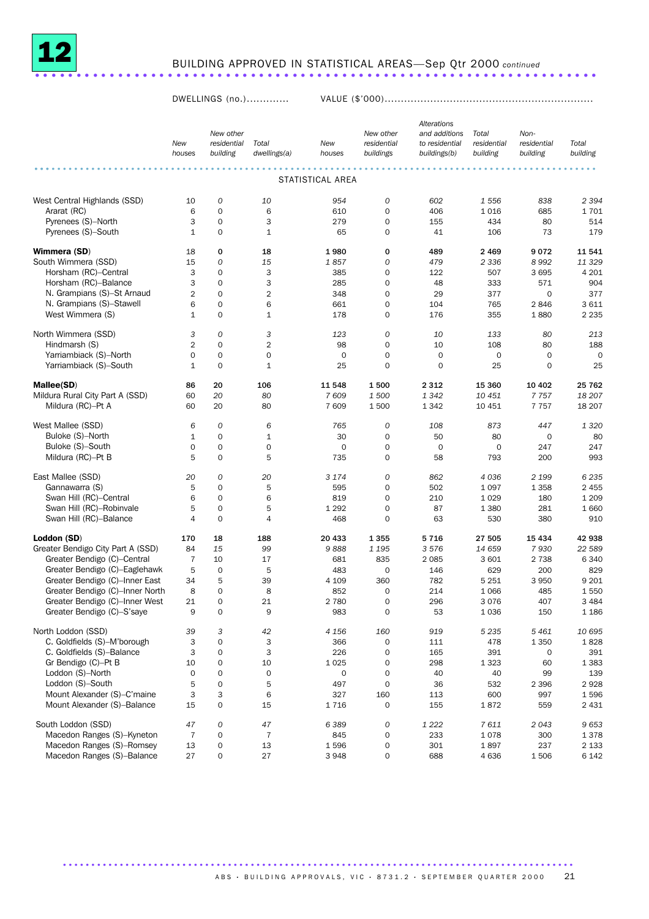# 12 BUILDING APPROVED IN STATISTICAL AREAS—Sep Qtr 2000 *continued*

| | DWELLINGS (no.) | | | VALUE ($'000) | | | | | |
|---|---|---|---|---|---|---|---|---|---|
| | New houses | New other residential building | Total dwellings(a) | New houses | New other residential buildings | Alterations and additions to residential buildings(b) | Total residential building | Non-residential building | Total building |
| **STATISTICAL AREA** | | | | | | | | | |
| West Central Highlands (SSD) | 10 | *0* | *10* | *954* | *0* | *602* | *1 556* | *838* | *2 394* |
| Ararat (RC) | 6 | 0 | 6 | 610 | 0 | 406 | 1 016 | 685 | 1 701 |
| Pyrenees (S)–North | 3 | 0 | 3 | 279 | 0 | 155 | 434 | 80 | 514 |
| Pyrenees (S)–South | 1 | 0 | 1 | 65 | 0 | 41 | 106 | 73 | 179 |
| **Wimmera (SD)** | **18** | **0** | **18** | **1 980** | **0** | **489** | **2 469** | **9 072** | **11 541** |
| South Wimmera (SSD) | 15 | *0* | *15* | *1 857* | *0* | *479* | *2 336* | *8 992* | *11 329* |
| Horsham (RC)–Central | 3 | 0 | 3 | 385 | 0 | 122 | 507 | 3 695 | 4 201 |
| Horsham (RC)–Balance | 3 | 0 | 3 | 285 | 0 | 48 | 333 | 571 | 904 |
| N. Grampians (S)–St Arnaud | 2 | 0 | 2 | 348 | 0 | 29 | 377 | 0 | 377 |
| N. Grampians (S)–Stawell | 6 | 0 | 6 | 661 | 0 | 104 | 765 | 2 846 | 3 611 |
| West Wimmera (S) | 1 | 0 | 1 | 178 | 0 | 176 | 355 | 1 880 | 2 235 |
| North Wimmera (SSD) | *3* | *0* | *3* | *123* | *0* | *10* | *133* | *80* | *213* |
| Hindmarsh (S) | 2 | 0 | 2 | 98 | 0 | 10 | 108 | 80 | 188 |
| Yarriambiack (S)–North | 0 | 0 | 0 | 0 | 0 | 0 | 0 | 0 | 0 |
| Yarriambiack (S)–South | 1 | 0 | 1 | 25 | 0 | 0 | 25 | 0 | 25 |
| **Mallee(SD)** | **86** | **20** | **106** | **11 548** | **1 500** | **2 312** | **15 360** | **10 402** | **25 762** |
| Mildura Rural City Part A (SSD) | 60 | *20* | *80* | *7 609* | *1 500* | *1 342* | *10 451* | *7 757* | *18 207* |
| Mildura (RC)–Pt A | 60 | 20 | 80 | 7 609 | 1 500 | 1 342 | 10 451 | 7 757 | 18 207 |
| West Mallee (SSD) | *6* | *0* | *6* | *765* | *0* | *108* | *873* | *447* | *1 320* |
| Buloke (S)–North | 1 | 0 | 1 | 30 | 0 | 50 | 80 | 0 | 80 |
| Buloke (S)–South | 0 | 0 | 0 | 0 | 0 | 0 | 0 | 247 | 247 |
| Mildura (RC)–Pt B | 5 | 0 | 5 | 735 | 0 | 58 | 793 | 200 | 993 |
| East Mallee (SSD) | *20* | *0* | *20* | *3 174* | *0* | *862* | *4 036* | *2 199* | *6 235* |
| Gannawarra (S) | 5 | 0 | 5 | 595 | 0 | 502 | 1 097 | 1 358 | 2 455 |
| Swan Hill (RC)–Central | 6 | 0 | 6 | 819 | 0 | 210 | 1 029 | 180 | 1 209 |
| Swan Hill (RC)–Robinvale | 5 | 0 | 5 | 1 292 | 0 | 87 | 1 380 | 281 | 1 660 |
| Swan Hill (RC)–Balance | 4 | 0 | 4 | 468 | 0 | 63 | 530 | 380 | 910 |
| **Loddon (SD)** | **170** | **18** | **188** | **20 433** | **1 355** | **5 716** | **27 505** | **15 434** | **42 938** |
| Greater Bendigo City Part A (SSD) | 84 | *15* | *99* | *9 888* | *1 195* | *3 576* | *14 659* | *7 930* | *22 589* |
| Greater Bendigo (C)–Central | 7 | 10 | 17 | 681 | 835 | 2 085 | 3 601 | 2 738 | 6 340 |
| Greater Bendigo (C)–Eaglehawk | 5 | 0 | 5 | 483 | 0 | 146 | 629 | 200 | 829 |
| Greater Bendigo (C)–Inner East | 34 | 5 | 39 | 4 109 | 360 | 782 | 5 251 | 3 950 | 9 201 |
| Greater Bendigo (C)–Inner North | 8 | 0 | 8 | 852 | 0 | 214 | 1 066 | 485 | 1 550 |
| Greater Bendigo (C)–Inner West | 21 | 0 | 21 | 2 780 | 0 | 296 | 3 076 | 407 | 3 484 |
| Greater Bendigo (C)–S'saye | 9 | 0 | 9 | 983 | 0 | 53 | 1 036 | 150 | 1 186 |
| North Loddon (SSD) | *39* | *3* | *42* | *4 156* | *160* | *919* | *5 235* | *5 461* | *10 695* |
| C. Goldfields (S)–M'borough | 3 | 0 | 3 | 366 | 0 | 111 | 478 | 1 350 | 1 828 |
| C. Goldfields (S)–Balance | 3 | 0 | 3 | 226 | 0 | 165 | 391 | 0 | 391 |
| Gr Bendigo (C)–Pt B | 10 | 0 | 10 | 1 025 | 0 | 298 | 1 323 | 60 | 1 383 |
| Loddon (S)–North | 0 | 0 | 0 | 0 | 0 | 40 | 40 | 99 | 139 |
| Loddon (S)–South | 5 | 0 | 5 | 497 | 0 | 36 | 532 | 2 396 | 2 928 |
| Mount Alexander (S)–C'maine | 3 | 3 | 6 | 327 | 160 | 113 | 600 | 997 | 1 596 |
| Mount Alexander (S)–Balance | 15 | 0 | 15 | 1 716 | 0 | 155 | 1 872 | 559 | 2 431 |
| South Loddon (SSD) | *47* | *0* | *47* | *6 389* | *0* | *1 222* | *7 611* | *2 043* | *9 653* |
| Macedon Ranges (S)–Kyneton | 7 | 0 | 7 | 845 | 0 | 233 | 1 078 | 300 | 1 378 |
| Macedon Ranges (S)–Romsey | 13 | 0 | 13 | 1 596 | 0 | 301 | 1 897 | 237 | 2 133 |
| Macedon Ranges (S)–Balance | 27 | 0 | 27 | 3 948 | 0 | 688 | 4 636 | 1 506 | 6 142 |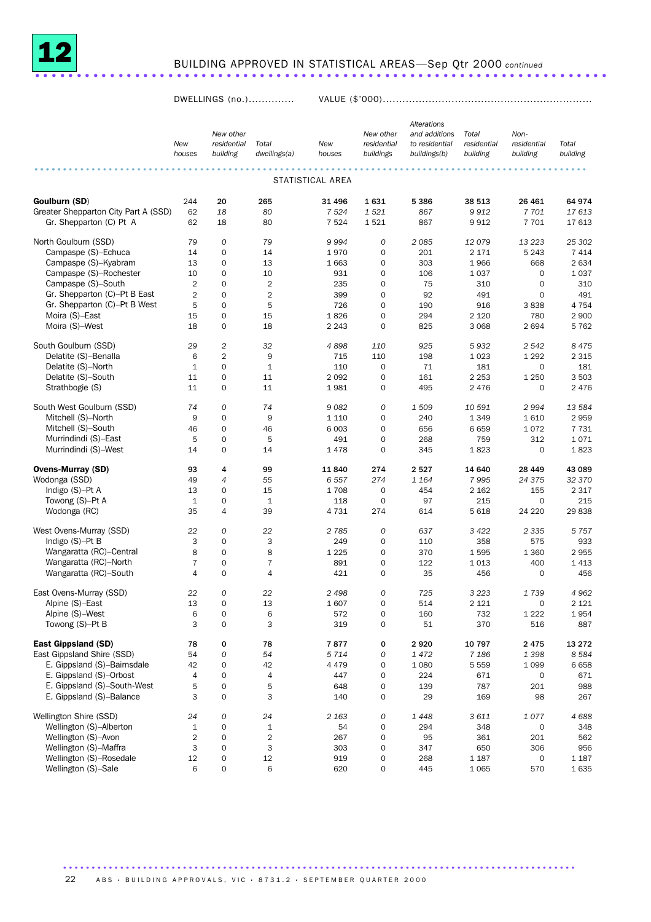## 12 BUILDING APPROVED IN STATISTICAL AREAS—Sep Qtr 2000 *continued*

| | DWELLINGS (no.) | | | VALUE ($'000) | | | | | |
|---|---|---|---|---|---|---|---|---|---|
| | *New houses* | *New other residential building* | *Total dwellings(a)* | *New houses* | *New other residential buildings* | *Alterations and additions to residential buildings(b)* | *Total residential building* | *Non-residential building* | *Total building* |
| **STATISTICAL AREA** | | | | | | | | | |
| **Goulburn (SD)** | 244 | **20** | **265** | **31 496** | **1 631** | **5 386** | **38 513** | **26 461** | **64 974** |
| Greater Shepparton City Part A (SSD) | 62 | *18* | *80* | *7 524* | *1 521* | *867* | *9 912* | *7 701* | *17 613* |
| Gr. Shepparton (C) Pt A | 62 | 18 | 80 | 7 524 | 1 521 | 867 | 9 912 | 7 701 | 17 613 |
| North Goulburn (SSD) | 79 | *0* | *79* | *9 994* | *0* | *2 085* | *12 079* | *13 223* | *25 302* |
| Campaspe (S)–Echuca | 14 | 0 | 14 | 1 970 | 0 | 201 | 2 171 | 5 243 | 7 414 |
| Campaspe (S)–Kyabram | 13 | 0 | 13 | 1 663 | 0 | 303 | 1 966 | 668 | 2 634 |
| Campaspe (S)–Rochester | 10 | 0 | 10 | 931 | 0 | 106 | 1 037 | 0 | 1 037 |
| Campaspe (S)–South | 2 | 0 | 2 | 235 | 0 | 75 | 310 | 0 | 310 |
| Gr. Shepparton (C)–Pt B East | 2 | 0 | 2 | 399 | 0 | 92 | 491 | 0 | 491 |
| Gr. Shepparton (C)–Pt B West | 5 | 0 | 5 | 726 | 0 | 190 | 916 | 3 838 | 4 754 |
| Moira (S)–East | 15 | 0 | 15 | 1 826 | 0 | 294 | 2 120 | 780 | 2 900 |
| Moira (S)–West | 18 | 0 | 18 | 2 243 | 0 | 825 | 3 068 | 2 694 | 5 762 |
| South Goulburn (SSD) | 29 | *2* | *32* | *4 898* | *110* | *925* | *5 932* | *2 542* | *8 475* |
| Delatite (S)–Benalla | 6 | 2 | 9 | 715 | 110 | 198 | 1 023 | 1 292 | 2 315 |
| Delatite (S)–North | 1 | 0 | 1 | 110 | 0 | 71 | 181 | 0 | 181 |
| Delatite (S)–South | 11 | 0 | 11 | 2 092 | 0 | 161 | 2 253 | 1 250 | 3 503 |
| Strathbogie (S) | 11 | 0 | 11 | 1 981 | 0 | 495 | 2 476 | 0 | 2 476 |
| South West Goulburn (SSD) | 74 | *0* | *74* | *9 082* | *0* | *1 509* | *10 591* | *2 994* | *13 584* |
| Mitchell (S)–North | 9 | 0 | 9 | 1 110 | 0 | 240 | 1 349 | 1 610 | 2 959 |
| Mitchell (S)–South | 46 | 0 | 46 | 6 003 | 0 | 656 | 6 659 | 1 072 | 7 731 |
| Murrindindi (S)–East | 5 | 0 | 5 | 491 | 0 | 268 | 759 | 312 | 1 071 |
| Murrindindi (S)–West | 14 | 0 | 14 | 1 478 | 0 | 345 | 1 823 | 0 | 1 823 |
| **Ovens-Murray (SD)** | 93 | **4** | **99** | **11 840** | **274** | **2 527** | **14 640** | **28 449** | **43 089** |
| Wodonga (SSD) | 49 | *4* | *55* | *6 557* | *274* | *1 164* | *7 995* | *24 375* | *32 370* |
| Indigo (S)–Pt A | 13 | 0 | 15 | 1 708 | 0 | 454 | 2 162 | 155 | 2 317 |
| Towong (S)–Pt A | 1 | 0 | 1 | 118 | 0 | 97 | 215 | 0 | 215 |
| Wodonga (RC) | 35 | 4 | 39 | 4 731 | 274 | 614 | 5 618 | 24 220 | 29 838 |
| West Ovens-Murray (SSD) | 22 | *0* | *22* | *2 785* | *0* | *637* | *3 422* | *2 335* | *5 757* |
| Indigo (S)–Pt B | 3 | 0 | 3 | 249 | 0 | 110 | 358 | 575 | 933 |
| Wangaratta (RC)–Central | 8 | 0 | 8 | 1 225 | 0 | 370 | 1 595 | 1 360 | 2 955 |
| Wangaratta (RC)–North | 7 | 0 | 7 | 891 | 0 | 122 | 1 013 | 400 | 1 413 |
| Wangaratta (RC)–South | 4 | 0 | 4 | 421 | 0 | 35 | 456 | 0 | 456 |
| East Ovens-Murray (SSD) | 22 | *0* | *22* | *2 498* | *0* | *725* | *3 223* | *1 739* | *4 962* |
| Alpine (S)–East | 13 | 0 | 13 | 1 607 | 0 | 514 | 2 121 | 0 | 2 121 |
| Alpine (S)–West | 6 | 0 | 6 | 572 | 0 | 160 | 732 | 1 222 | 1 954 |
| Towong (S)–Pt B | 3 | 0 | 3 | 319 | 0 | 51 | 370 | 516 | 887 |
| **East Gippsland (SD)** | 78 | **0** | **78** | **7 877** | **0** | **2 920** | **10 797** | **2 475** | **13 272** |
| East Gippsland Shire (SSD) | 54 | *0* | *54* | *5 714* | *0* | *1 472* | *7 186* | *1 398* | *8 584* |
| E. Gippsland (S)–Bairnsdale | 42 | 0 | 42 | 4 479 | 0 | 1 080 | 5 559 | 1 099 | 6 658 |
| E. Gippsland (S)–Orbost | 4 | 0 | 4 | 447 | 0 | 224 | 671 | 0 | 671 |
| E. Gippsland (S)–South-West | 5 | 0 | 5 | 648 | 0 | 139 | 787 | 201 | 988 |
| E. Gippsland (S)–Balance | 3 | 0 | 3 | 140 | 0 | 29 | 169 | 98 | 267 |
| Wellington Shire (SSD) | 24 | *0* | *24* | *2 163* | *0* | *1 448* | *3 611* | *1 077* | *4 688* |
| Wellington (S)–Alberton | 1 | 0 | 1 | 54 | 0 | 294 | 348 | 0 | 348 |
| Wellington (S)–Avon | 2 | 0 | 2 | 267 | 0 | 95 | 361 | 201 | 562 |
| Wellington (S)–Maffra | 3 | 0 | 3 | 303 | 0 | 347 | 650 | 306 | 956 |
| Wellington (S)–Rosedale | 12 | 0 | 12 | 919 | 0 | 268 | 1 187 | 0 | 1 187 |
| Wellington (S)–Sale | 6 | 0 | 6 | 620 | 0 | 445 | 1 065 | 570 | 1 635 |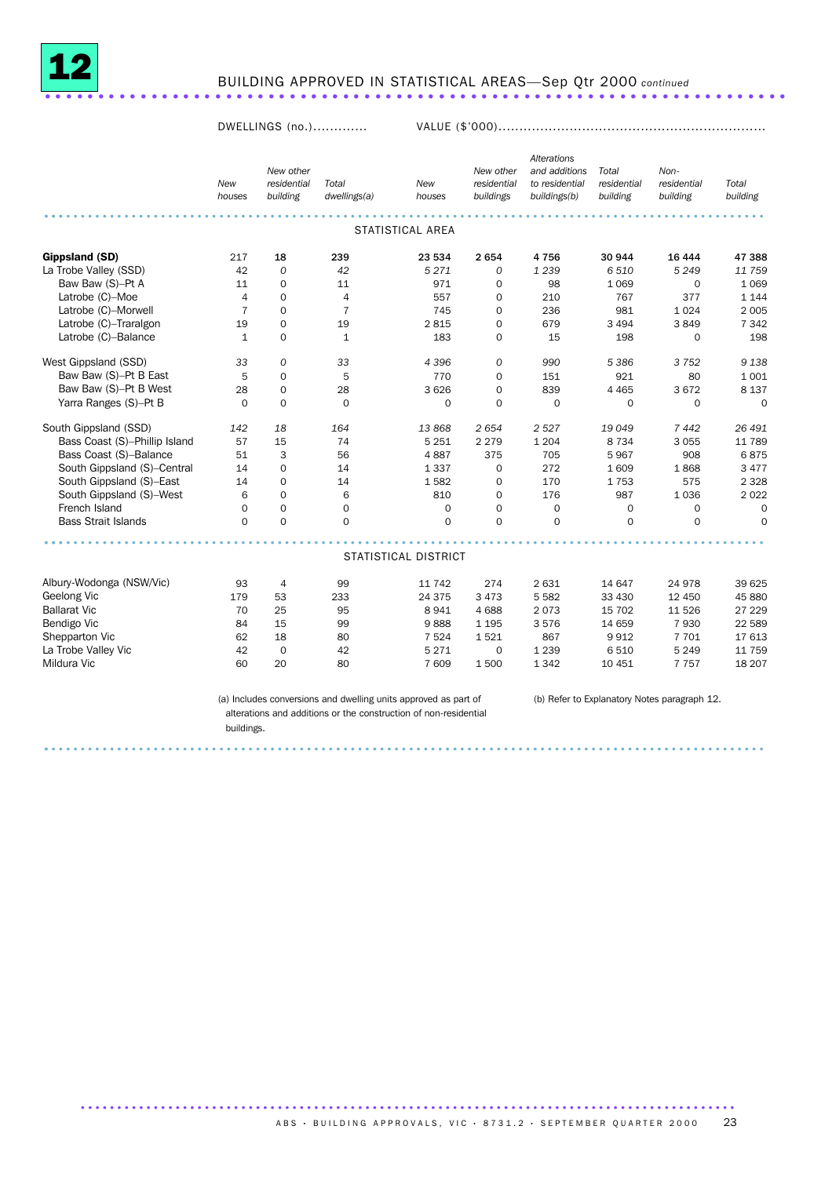## 12 BUILDING APPROVED IN STATISTICAL AREAS—Sep Qtr 2000 *continued*

| | DWELLINGS (no.) | | | VALUE ($'000) | | | | | |
|---|---|---|---|---|---|---|---|---|---|
| | *New houses* | *New other residential building* | *Total dwellings(a)* | *New houses* | *New other residential buildings* | *Alterations and additions to residential buildings(b)* | *Total residential building* | *Non-residential building* | *Total building* |
| **STATISTICAL AREA** | | | | | | | | | |
| **Gippsland (SD)** | 217 | **18** | **239** | **23 534** | **2 654** | **4 756** | **30 944** | **16 444** | **47 388** |
| La Trobe Valley (SSD) | 42 | *0* | *42* | *5 271* | *0* | *1 239* | *6 510* | *5 249* | *11 759* |
| Baw Baw (S)–Pt A | 11 | 0 | 11 | 971 | 0 | 98 | 1 069 | 0 | 1 069 |
| Latrobe (C)–Moe | 4 | 0 | 4 | 557 | 0 | 210 | 767 | 377 | 1 144 |
| Latrobe (C)–Morwell | 7 | 0 | 7 | 745 | 0 | 236 | 981 | 1 024 | 2 005 |
| Latrobe (C)–Traralgon | 19 | 0 | 19 | 2 815 | 0 | 679 | 3 494 | 3 849 | 7 342 |
| Latrobe (C)–Balance | 1 | 0 | 1 | 183 | 0 | 15 | 198 | 0 | 198 |
| West Gippsland (SSD) | 33 | *0* | *33* | *4 396* | *0* | *990* | *5 386* | *3 752* | *9 138* |
| Baw Baw (S)–Pt B East | 5 | 0 | 5 | 770 | 0 | 151 | 921 | 80 | 1 001 |
| Baw Baw (S)–Pt B West | 28 | 0 | 28 | 3 626 | 0 | 839 | 4 465 | 3 672 | 8 137 |
| Yarra Ranges (S)–Pt B | 0 | 0 | 0 | 0 | 0 | 0 | 0 | 0 | 0 |
| South Gippsland (SSD) | *142* | *18* | *164* | *13 868* | *2 654* | *2 527* | *19 049* | *7 442* | *26 491* |
| Bass Coast (S)–Phillip Island | 57 | 15 | 74 | 5 251 | 2 279 | 1 204 | 8 734 | 3 055 | 11 789 |
| Bass Coast (S)–Balance | 51 | 3 | 56 | 4 887 | 375 | 705 | 5 967 | 908 | 6 875 |
| South Gippsland (S)–Central | 14 | 0 | 14 | 1 337 | 0 | 272 | 1 609 | 1 868 | 3 477 |
| South Gippsland (S)–East | 14 | 0 | 14 | 1 582 | 0 | 170 | 1 753 | 575 | 2 328 |
| South Gippsland (S)–West | 6 | 0 | 6 | 810 | 0 | 176 | 987 | 1 036 | 2 022 |
| French Island | 0 | 0 | 0 | 0 | 0 | 0 | 0 | 0 | 0 |
| Bass Strait Islands | 0 | 0 | 0 | 0 | 0 | 0 | 0 | 0 | 0 |
| **STATISTICAL DISTRICT** | | | | | | | | | |
| Albury-Wodonga (NSW/Vic) | 93 | 4 | 99 | 11 742 | 274 | 2 631 | 14 647 | 24 978 | 39 625 |
| Geelong Vic | 179 | 53 | 233 | 24 375 | 3 473 | 5 582 | 33 430 | 12 450 | 45 880 |
| Ballarat Vic | 70 | 25 | 95 | 8 941 | 4 688 | 2 073 | 15 702 | 11 526 | 27 229 |
| Bendigo Vic | 84 | 15 | 99 | 9 888 | 1 195 | 3 576 | 14 659 | 7 930 | 22 589 |
| Shepparton Vic | 62 | 18 | 80 | 7 524 | 1 521 | 867 | 9 912 | 7 701 | 17 613 |
| La Trobe Valley Vic | 42 | 0 | 42 | 5 271 | 0 | 1 239 | 6 510 | 5 249 | 11 759 |
| Mildura Vic | 60 | 20 | 80 | 7 609 | 1 500 | 1 342 | 10 451 | 7 757 | 18 207 |

(a) Includes conversions and dwelling units approved as part of alterations and additions or the construction of non-residential buildings.

(b) Refer to Explanatory Notes paragraph 12.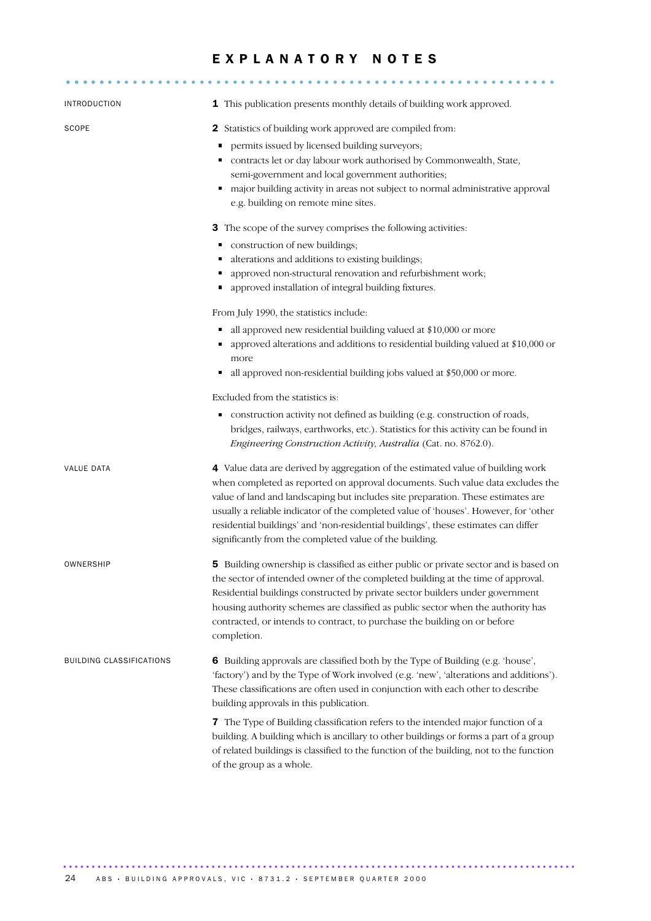# EXPLANATORY NOTES

## INTRODUCTION

**1** This publication presents monthly details of building work approved.

## SCOPE

**2** Statistics of building work approved are compiled from:

- permits issued by licensed building surveyors;
- contracts let or day labour work authorised by Commonwealth, State, semi-government and local government authorities;
- major building activity in areas not subject to normal administrative approval e.g. building on remote mine sites.

**3** The scope of the survey comprises the following activities:

- construction of new buildings;
- alterations and additions to existing buildings;
- approved non-structural renovation and refurbishment work;
- approved installation of integral building fixtures.

From July 1990, the statistics include:

- all approved new residential building valued at $10,000 or more
- approved alterations and additions to residential building valued at $10,000 or more
- all approved non-residential building jobs valued at $50,000 or more.

Excluded from the statistics is:

- construction activity not defined as building (e.g. construction of roads, bridges, railways, earthworks, etc.). Statistics for this activity can be found in *Engineering Construction Activity, Australia* (Cat. no. 8762.0).

## VALUE DATA

**4** Value data are derived by aggregation of the estimated value of building work when completed as reported on approval documents. Such value data excludes the value of land and landscaping but includes site preparation. These estimates are usually a reliable indicator of the completed value of 'houses'. However, for 'other residential buildings' and 'non-residential buildings', these estimates can differ significantly from the completed value of the building.

## OWNERSHIP

**5** Building ownership is classified as either public or private sector and is based on the sector of intended owner of the completed building at the time of approval. Residential buildings constructed by private sector builders under government housing authority schemes are classified as public sector when the authority has contracted, or intends to contract, to purchase the building on or before completion.

## BUILDING CLASSIFICATIONS

**6** Building approvals are classified both by the Type of Building (e.g. 'house', 'factory') and by the Type of Work involved (e.g. 'new', 'alterations and additions'). These classifications are often used in conjunction with each other to describe building approvals in this publication.

**7** The Type of Building classification refers to the intended major function of a building. A building which is ancillary to other buildings or forms a part of a group of related buildings is classified to the function of the building, not to the function of the group as a whole.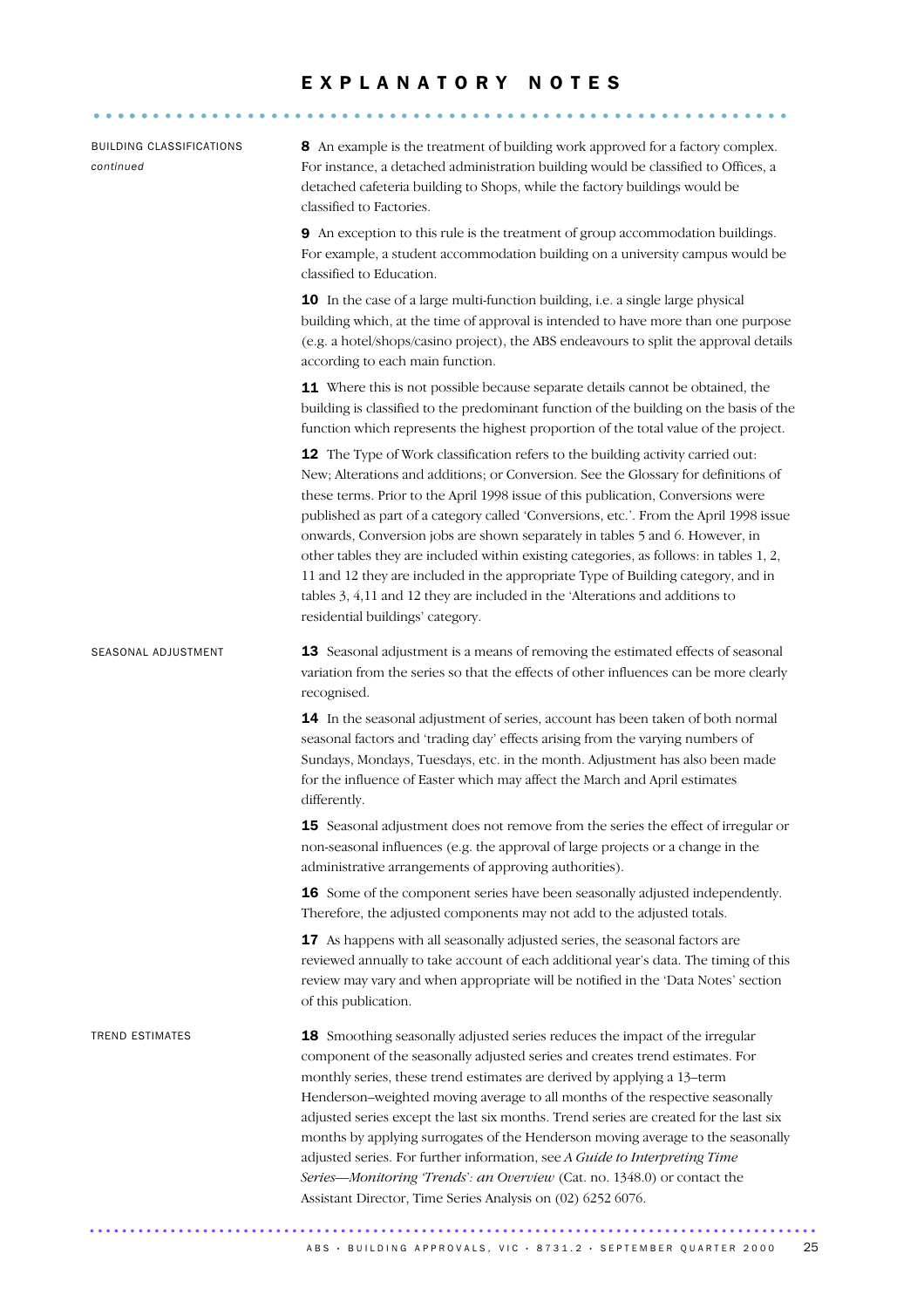# EXPLANATORY NOTES

BUILDING CLASSIFICATIONS *continued*

**8** An example is the treatment of building work approved for a factory complex. For instance, a detached administration building would be classified to Offices, a detached cafeteria building to Shops, while the factory buildings would be classified to Factories.

**9** An exception to this rule is the treatment of group accommodation buildings. For example, a student accommodation building on a university campus would be classified to Education.

**10** In the case of a large multi-function building, i.e. a single large physical building which, at the time of approval is intended to have more than one purpose (e.g. a hotel/shops/casino project), the ABS endeavours to split the approval details according to each main function.

**11** Where this is not possible because separate details cannot be obtained, the building is classified to the predominant function of the building on the basis of the function which represents the highest proportion of the total value of the project.

**12** The Type of Work classification refers to the building activity carried out: New; Alterations and additions; or Conversion. See the Glossary for definitions of these terms. Prior to the April 1998 issue of this publication, Conversions were published as part of a category called 'Conversions, etc.'. From the April 1998 issue onwards, Conversion jobs are shown separately in tables 5 and 6. However, in other tables they are included within existing categories, as follows: in tables 1, 2, 11 and 12 they are included in the appropriate Type of Building category, and in tables 3, 4,11 and 12 they are included in the 'Alterations and additions to residential buildings' category.

SEASONAL ADJUSTMENT

**13** Seasonal adjustment is a means of removing the estimated effects of seasonal variation from the series so that the effects of other influences can be more clearly recognised.

**14** In the seasonal adjustment of series, account has been taken of both normal seasonal factors and 'trading day' effects arising from the varying numbers of Sundays, Mondays, Tuesdays, etc. in the month. Adjustment has also been made for the influence of Easter which may affect the March and April estimates differently.

**15** Seasonal adjustment does not remove from the series the effect of irregular or non-seasonal influences (e.g. the approval of large projects or a change in the administrative arrangements of approving authorities).

**16** Some of the component series have been seasonally adjusted independently. Therefore, the adjusted components may not add to the adjusted totals.

**17** As happens with all seasonally adjusted series, the seasonal factors are reviewed annually to take account of each additional year's data. The timing of this review may vary and when appropriate will be notified in the 'Data Notes' section of this publication.

TREND ESTIMATES

**18** Smoothing seasonally adjusted series reduces the impact of the irregular component of the seasonally adjusted series and creates trend estimates. For monthly series, these trend estimates are derived by applying a 13–term Henderson–weighted moving average to all months of the respective seasonally adjusted series except the last six months. Trend series are created for the last six months by applying surrogates of the Henderson moving average to the seasonally adjusted series. For further information, see *A Guide to Interpreting Time Series—Monitoring 'Trends': an Overview* (Cat. no. 1348.0) or contact the Assistant Director, Time Series Analysis on (02) 6252 6076.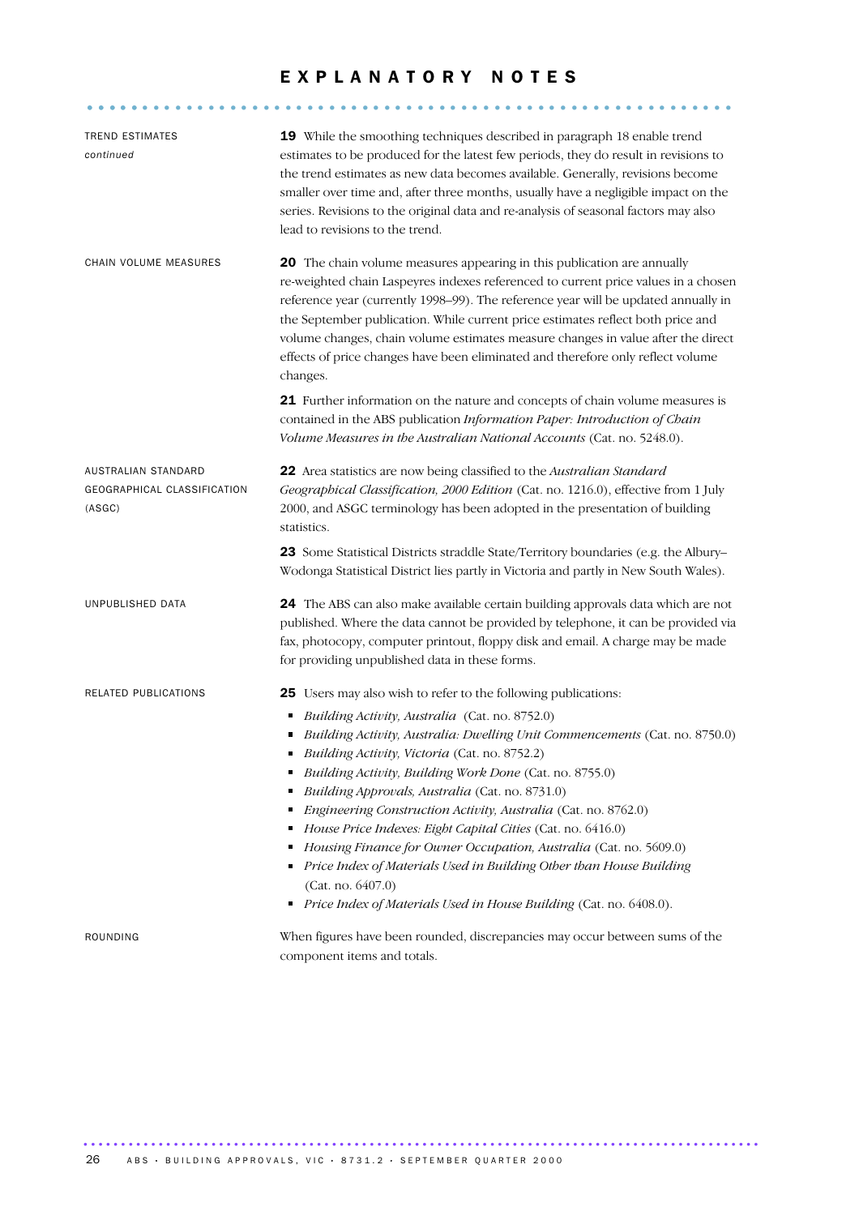# EXPLANATORY NOTES

## TREND ESTIMATES *continued*

**19** While the smoothing techniques described in paragraph 18 enable trend estimates to be produced for the latest few periods, they do result in revisions to the trend estimates as new data becomes available. Generally, revisions become smaller over time and, after three months, usually have a negligible impact on the series. Revisions to the original data and re-analysis of seasonal factors may also lead to revisions to the trend.

## CHAIN VOLUME MEASURES

**20** The chain volume measures appearing in this publication are annually re-weighted chain Laspeyres indexes referenced to current price values in a chosen reference year (currently 1998–99). The reference year will be updated annually in the September publication. While current price estimates reflect both price and volume changes, chain volume estimates measure changes in value after the direct effects of price changes have been eliminated and therefore only reflect volume changes.

**21** Further information on the nature and concepts of chain volume measures is contained in the ABS publication *Information Paper: Introduction of Chain Volume Measures in the Australian National Accounts* (Cat. no. 5248.0).

## AUSTRALIAN STANDARD GEOGRAPHICAL CLASSIFICATION (ASGC)

**22** Area statistics are now being classified to the *Australian Standard Geographical Classification, 2000 Edition* (Cat. no. 1216.0), effective from 1 July 2000, and ASGC terminology has been adopted in the presentation of building statistics.

**23** Some Statistical Districts straddle State/Territory boundaries (e.g. the Albury–Wodonga Statistical District lies partly in Victoria and partly in New South Wales).

## UNPUBLISHED DATA

**24** The ABS can also make available certain building approvals data which are not published. Where the data cannot be provided by telephone, it can be provided via fax, photocopy, computer printout, floppy disk and email. A charge may be made for providing unpublished data in these forms.

## RELATED PUBLICATIONS

**25** Users may also wish to refer to the following publications:

- *Building Activity, Australia* (Cat. no. 8752.0)
- *Building Activity, Australia: Dwelling Unit Commencements* (Cat. no. 8750.0)
- *Building Activity, Victoria* (Cat. no. 8752.2)
- *Building Activity, Building Work Done* (Cat. no. 8755.0)
- *Building Approvals, Australia* (Cat. no. 8731.0)
- *Engineering Construction Activity, Australia* (Cat. no. 8762.0)
- *House Price Indexes: Eight Capital Cities* (Cat. no. 6416.0)
- *Housing Finance for Owner Occupation, Australia* (Cat. no. 5609.0)
- *Price Index of Materials Used in Building Other than House Building* (Cat. no. 6407.0)
- *Price Index of Materials Used in House Building* (Cat. no. 6408.0).

## ROUNDING

When figures have been rounded, discrepancies may occur between sums of the component items and totals.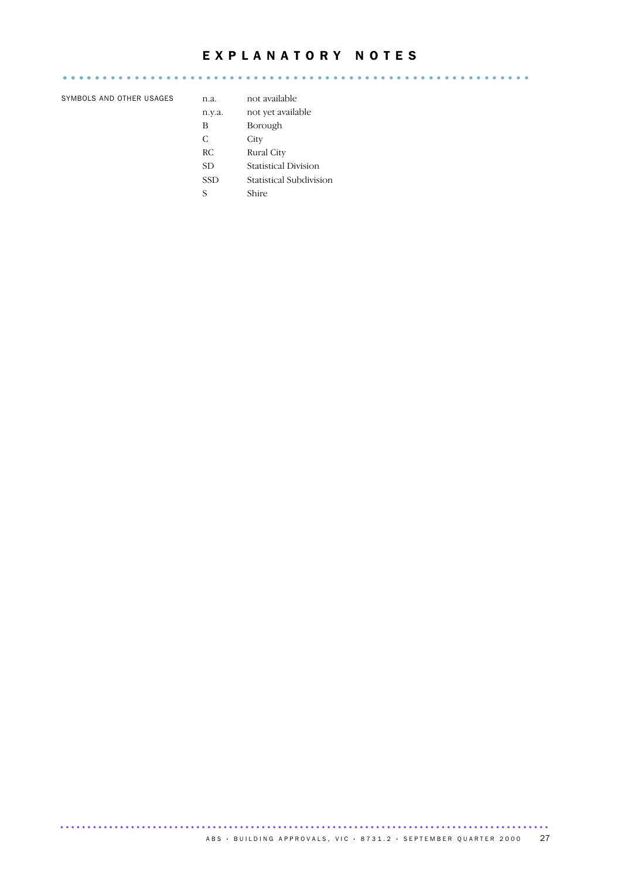# EXPLANATORY NOTES

SYMBOLS AND OTHER USAGES

| | |
|---|---|
| n.a. | not available |
| n.y.a. | not yet available |
| B | Borough |
| C | City |
| RC | Rural City |
| SD | Statistical Division |
| SSD | Statistical Subdivision |
| S | Shire |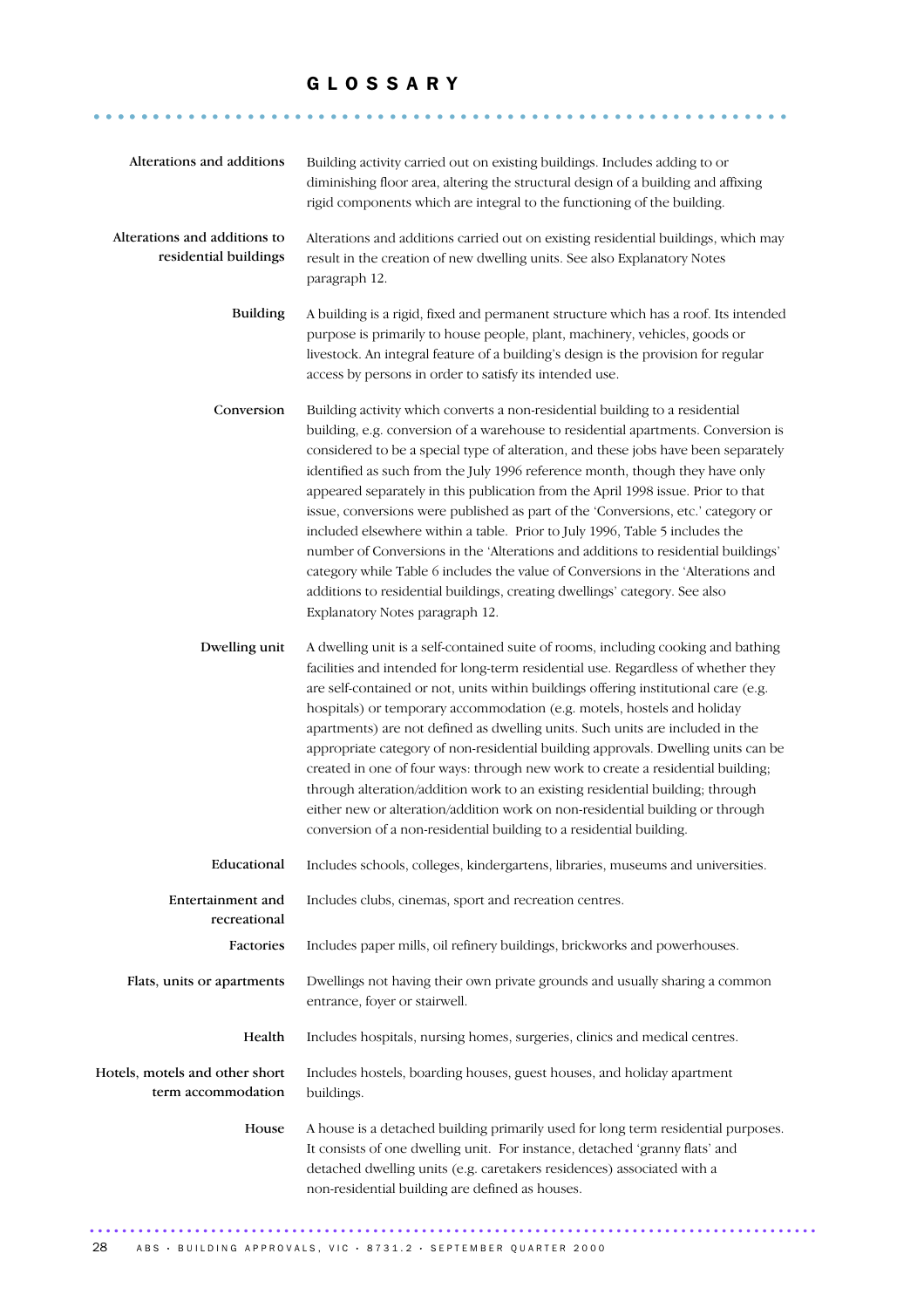# GLOSSARY

**Alterations and additions**
Building activity carried out on existing buildings. Includes adding to or diminishing floor area, altering the structural design of a building and affixing rigid components which are integral to the functioning of the building.

**Alterations and additions to residential buildings**
Alterations and additions carried out on existing residential buildings, which may result in the creation of new dwelling units. See also Explanatory Notes paragraph 12.

**Building**
A building is a rigid, fixed and permanent structure which has a roof. Its intended purpose is primarily to house people, plant, machinery, vehicles, goods or livestock. An integral feature of a building's design is the provision for regular access by persons in order to satisfy its intended use.

**Conversion**
Building activity which converts a non-residential building to a residential building, e.g. conversion of a warehouse to residential apartments. Conversion is considered to be a special type of alteration, and these jobs have been separately identified as such from the July 1996 reference month, though they have only appeared separately in this publication from the April 1998 issue. Prior to that issue, conversions were published as part of the 'Conversions, etc.' category or included elsewhere within a table. Prior to July 1996, Table 5 includes the number of Conversions in the 'Alterations and additions to residential buildings' category while Table 6 includes the value of Conversions in the 'Alterations and additions to residential buildings, creating dwellings' category. See also Explanatory Notes paragraph 12.

**Dwelling unit**
A dwelling unit is a self-contained suite of rooms, including cooking and bathing facilities and intended for long-term residential use. Regardless of whether they are self-contained or not, units within buildings offering institutional care (e.g. hospitals) or temporary accommodation (e.g. motels, hostels and holiday apartments) are not defined as dwelling units. Such units are included in the appropriate category of non-residential building approvals. Dwelling units can be created in one of four ways: through new work to create a residential building; through alteration/addition work to an existing residential building; through either new or alteration/addition work on non-residential building or through conversion of a non-residential building to a residential building.

**Educational**
Includes schools, colleges, kindergartens, libraries, museums and universities.

**Entertainment and recreational**
Includes clubs, cinemas, sport and recreation centres.

**Factories**
Includes paper mills, oil refinery buildings, brickworks and powerhouses.

**Flats, units or apartments**
Dwellings not having their own private grounds and usually sharing a common entrance, foyer or stairwell.

**Health**
Includes hospitals, nursing homes, surgeries, clinics and medical centres.

**Hotels, motels and other short term accommodation**
Includes hostels, boarding houses, guest houses, and holiday apartment buildings.

**House**
A house is a detached building primarily used for long term residential purposes. It consists of one dwelling unit. For instance, detached 'granny flats' and detached dwelling units (e.g. caretakers residences) associated with a non-residential building are defined as houses.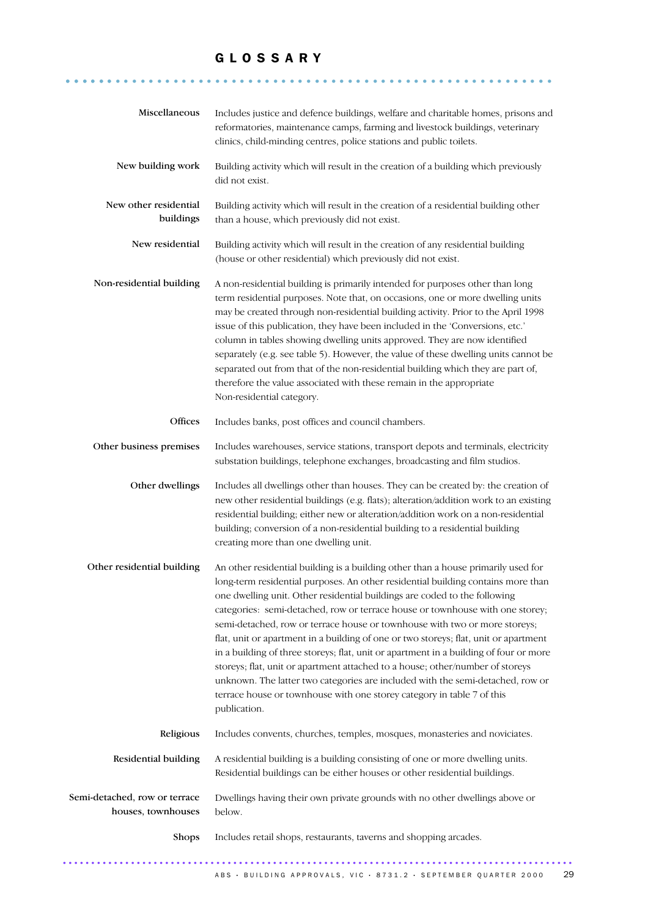# GLOSSARY

**Miscellaneous**
Includes justice and defence buildings, welfare and charitable homes, prisons and reformatories, maintenance camps, farming and livestock buildings, veterinary clinics, child-minding centres, police stations and public toilets.

**New building work**
Building activity which will result in the creation of a building which previously did not exist.

**New other residential buildings**
Building activity which will result in the creation of a residential building other than a house, which previously did not exist.

**New residential**
Building activity which will result in the creation of any residential building (house or other residential) which previously did not exist.

**Non-residential building**
A non-residential building is primarily intended for purposes other than long term residential purposes. Note that, on occasions, one or more dwelling units may be created through non-residential building activity. Prior to the April 1998 issue of this publication, they have been included in the 'Conversions, etc.' column in tables showing dwelling units approved. They are now identified separately (e.g. see table 5). However, the value of these dwelling units cannot be separated out from that of the non-residential building which they are part of, therefore the value associated with these remain in the appropriate Non-residential category.

**Offices**
Includes banks, post offices and council chambers.

**Other business premises**
Includes warehouses, service stations, transport depots and terminals, electricity substation buildings, telephone exchanges, broadcasting and film studios.

**Other dwellings**
Includes all dwellings other than houses. They can be created by: the creation of new other residential buildings (e.g. flats); alteration/addition work to an existing residential building; either new or alteration/addition work on a non-residential building; conversion of a non-residential building to a residential building creating more than one dwelling unit.

**Other residential building**
An other residential building is a building other than a house primarily used for long-term residential purposes. An other residential building contains more than one dwelling unit. Other residential buildings are coded to the following categories: semi-detached, row or terrace house or townhouse with one storey; semi-detached, row or terrace house or townhouse with two or more storeys; flat, unit or apartment in a building of one or two storeys; flat, unit or apartment in a building of three storeys; flat, unit or apartment in a building of four or more storeys; flat, unit or apartment attached to a house; other/number of storeys unknown. The latter two categories are included with the semi-detached, row or terrace house or townhouse with one storey category in table 7 of this publication.

**Religious**
Includes convents, churches, temples, mosques, monasteries and noviciates.

**Residential building**
A residential building is a building consisting of one or more dwelling units. Residential buildings can be either houses or other residential buildings.

**Semi-detached, row or terrace houses, townhouses**
Dwellings having their own private grounds with no other dwellings above or below.

**Shops**
Includes retail shops, restaurants, taverns and shopping arcades.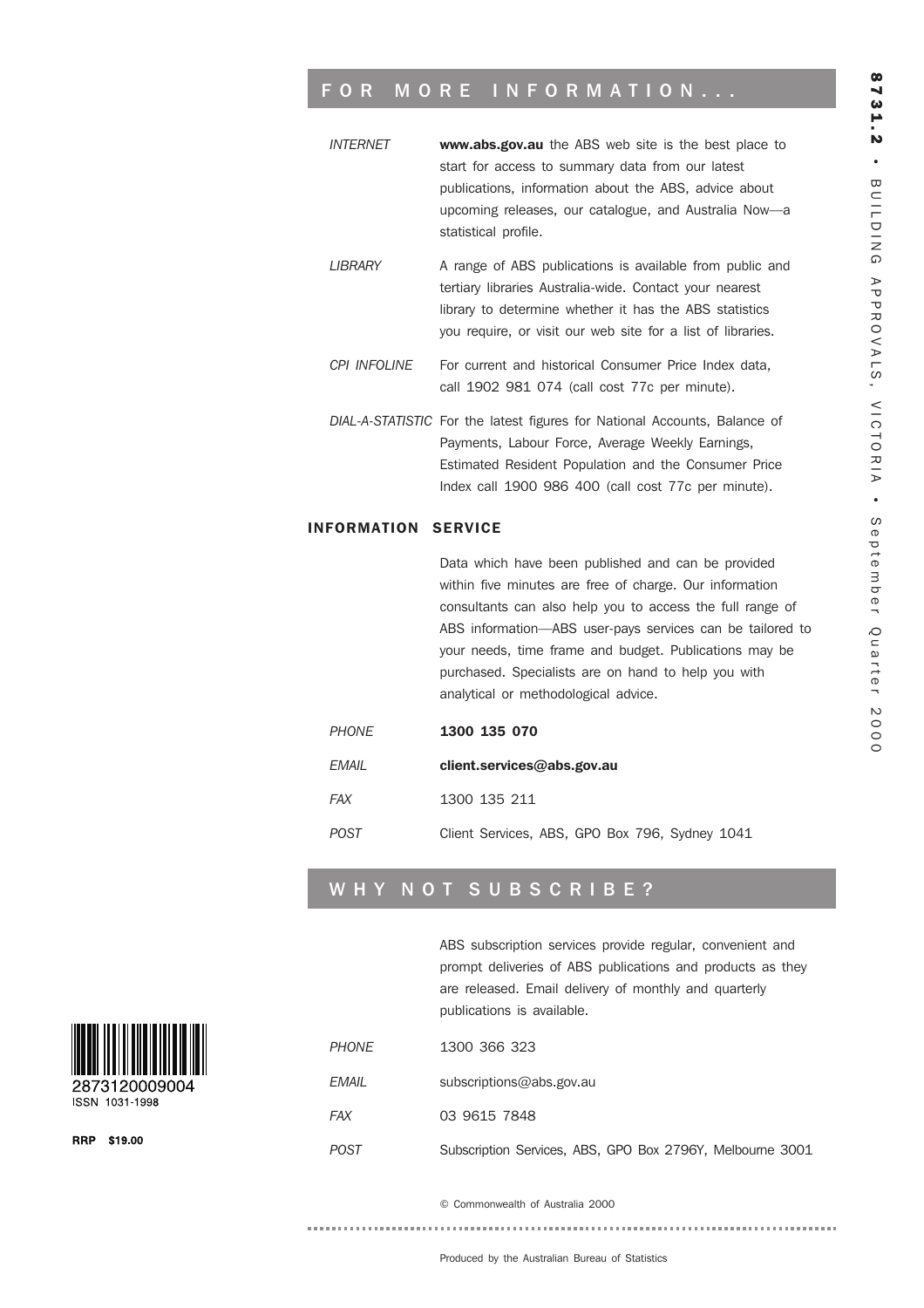## FOR MORE INFORMATION...

*INTERNET* **www.abs.gov.au** the ABS web site is the best place to start for access to summary data from our latest publications, information about the ABS, advice about upcoming releases, our catalogue, and Australia Now—a statistical profile.

*LIBRARY* A range of ABS publications is available from public and tertiary libraries Australia-wide. Contact your nearest library to determine whether it has the ABS statistics you require, or visit our web site for a list of libraries.

*CPI INFOLINE* For current and historical Consumer Price Index data, call 1902 981 074 (call cost 77c per minute).

*DIAL-A-STATISTIC* For the latest figures for National Accounts, Balance of Payments, Labour Force, Average Weekly Earnings, Estimated Resident Population and the Consumer Price Index call 1900 986 400 (call cost 77c per minute).

### INFORMATION SERVICE

Data which have been published and can be provided within five minutes are free of charge. Our information consultants can also help you to access the full range of ABS information—ABS user-pays services can be tailored to your needs, time frame and budget. Publications may be purchased. Specialists are on hand to help you with analytical or methodological advice.

*PHONE* **1300 135 070**

*EMAIL* **client.services@abs.gov.au**

*FAX* 1300 135 211

*POST* Client Services, ABS, GPO Box 796, Sydney 1041

## WHY NOT SUBSCRIBE?

ABS subscription services provide regular, convenient and prompt deliveries of ABS publications and products as they are released. Email delivery of monthly and quarterly publications is available.

*PHONE* 1300 366 323

*EMAIL* subscriptions@abs.gov.au

*FAX* 03 9615 7848

*POST* Subscription Services, ABS, GPO Box 2796Y, Melbourne 3001

© Commonwealth of Australia 2000

Produced by the Australian Bureau of Statistics

2873120009004

ISSN 1031-1998

**RRP $19.00**